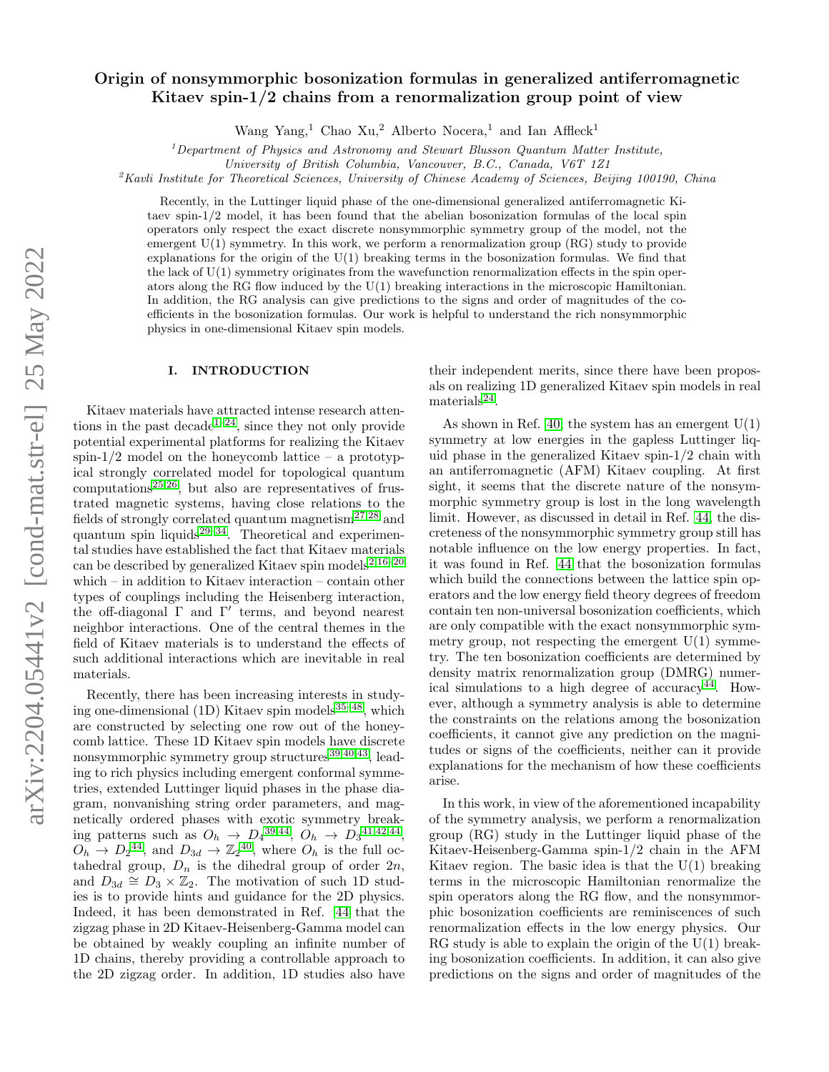# Origin of nonsymmorphic bosonization formulas in generalized antiferromagnetic Kitaev spin-1/2 chains from a renormalization group point of view

Wang Yang,[1] Chao Xu,[2] Alberto Nocera,[1] and Ian Affleck[1]

[1] *Department of Physics and Astronomy and Stewart Blusson Quantum Matter Institute, University of British Columbia, Vancouver, B.C., Canada, V6T 1Z1*

[2] *Kavli Institute for Theoretical Sciences, University of Chinese Academy of Sciences, Beijing 100190, China*

Recently, in the Luttinger liquid phase of the one-dimensional generalized antiferromagnetic Kitaev spin-1/2 model, it has been found that the abelian bosonization formulas of the local spin operators only respect the exact discrete nonsymmorphic symmetry group of the model, not the emergent U(1) symmetry. In this work, we perform a renormalization group (RG) study to provide explanations for the origin of the U(1) breaking terms in the bosonization formulas. We find that the lack of U(1) symmetry originates from the wavefunction renormalization effects in the spin operators along the RG flow induced by the U(1) breaking interactions in the microscopic Hamiltonian. In addition, the RG analysis can give predictions to the signs and order of magnitudes of the coefficients in the bosonization formulas. Our work is helpful to understand the rich nonsymmorphic physics in one-dimensional Kitaev spin models.

## I. INTRODUCTION

Kitaev materials have attracted intense research attentions in the past decade[1–24], since they not only provide potential experimental platforms for realizing the Kitaev spin-1/2 model on the honeycomb lattice – a prototypical strongly correlated model for topological quantum computations[25,26], but also are representatives of frustrated magnetic systems, having close relations to the fields of strongly correlated quantum magnetism[27,28] and quantum spin liquids[29–34]. Theoretical and experimental studies have established the fact that Kitaev materials can be described by generalized Kitaev spin models[2,16–20] which – in addition to Kitaev interaction – contain other types of couplings including the Heisenberg interaction, the off-diagonal $\Gamma$ and $\Gamma'$ terms, and beyond nearest neighbor interactions. One of the central themes in the field of Kitaev materials is to understand the effects of such additional interactions which are inevitable in real materials.

Recently, there has been increasing interests in studying one-dimensional (1D) Kitaev spin models[35–48], which are constructed by selecting one row out of the honeycomb lattice. These 1D Kitaev spin models have discrete nonsymmorphic symmetry group structures[39,40,43], leading to rich physics including emergent conformal symmetries, extended Luttinger liquid phases in the phase diagram, nonvanishing string order parameters, and magnetically ordered phases with exotic symmetry breaking patterns such as $O_h \to D_4$[39,44], $O_h \to D_3$[41,42,44], $O_h \to D_2$[44], and $D_{3d} \to \mathbb{Z}_2$[40], where $O_h$ is the full octahedral group, $D_n$ is the dihedral group of order $2n$, and $D_{3d} \cong D_3 \times \mathbb{Z}_2$. The motivation of such 1D studies is to provide hints and guidance for the 2D physics. Indeed, it has been demonstrated in Ref. [44] that the zigzag phase in 2D Kitaev-Heisenberg-Gamma model can be obtained by weakly coupling an infinite number of 1D chains, thereby providing a controllable approach to the 2D zigzag order. In addition, 1D studies also have their independent merits, since there have been proposals on realizing 1D generalized Kitaev spin models in real materials[24].

As shown in Ref. [40], the system has an emergent U(1) symmetry at low energies in the gapless Luttinger liquid phase in the generalized Kitaev spin-1/2 chain with an antiferromagnetic (AFM) Kitaev coupling. At first sight, it seems that the discrete nature of the nonsymmorphic symmetry group is lost in the long wavelength limit. However, as discussed in detail in Ref. [44], the discreteness of the nonsymmorphic symmetry group still has notable influence on the low energy properties. In fact, it was found in Ref. [44] that the bosonization formulas which build the connections between the lattice spin operators and the low energy field theory degrees of freedom contain ten non-universal bosonization coefficients, which are only compatible with the exact nonsymmorphic symmetry group, not respecting the emergent U(1) symmetry. The ten bosonization coefficients are determined by density matrix renormalization group (DMRG) numerical simulations to a high degree of accuracy[44]. However, although a symmetry analysis is able to determine the constraints on the relations among the bosonization coefficients, it cannot give any prediction on the magnitudes or signs of the coefficients, neither can it provide explanations for the mechanism of how these coefficients arise.

In this work, in view of the aforementioned incapability of the symmetry analysis, we perform a renormalization group (RG) study in the Luttinger liquid phase of the Kitaev-Heisenberg-Gamma spin-1/2 chain in the AFM Kitaev region. The basic idea is that the U(1) breaking terms in the microscopic Hamiltonian renormalize the spin operators along the RG flow, and the nonsymmorphic bosonization coefficients are reminiscences of such renormalization effects in the low energy physics. Our RG study is able to explain the origin of the U(1) breaking bosonization coefficients. In addition, it can also give predictions on the signs and order of magnitudes of the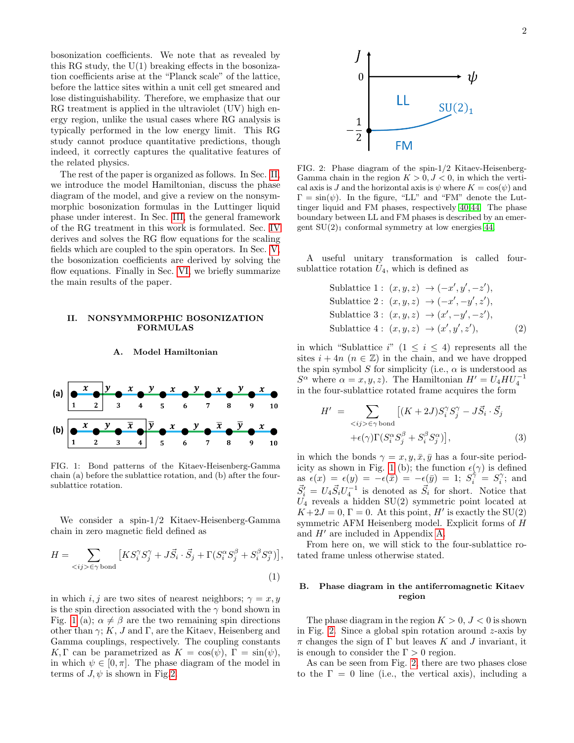bosonization coefficients. We note that as revealed by this RG study, the U(1) breaking effects in the bosonization coefficients arise at the "Planck scale" of the lattice, before the lattice sites within a unit cell get smeared and lose distinguishability. Therefore, we emphasize that our RG treatment is applied in the ultraviolet (UV) high energy region, unlike the usual cases where RG analysis is typically performed in the low energy limit. This RG study cannot produce quantitative predictions, though indeed, it correctly captures the qualitative features of the related physics.

The rest of the paper is organized as follows. In Sec. II, we introduce the model Hamiltonian, discuss the phase diagram of the model, and give a review on the nonsymmorphic bosonization formulas in the Luttinger liquid phase under interest. In Sec. III, the general framework of the RG treatment in this work is formulated. Sec. IV derives and solves the RG flow equations for the scaling fields which are coupled to the spin operators. In Sec. V, the bosonization coefficients are derived by solving the flow equations. Finally in Sec. VI, we briefly summarize the main results of the paper.

## II. NONSYMMORPHIC BOSONIZATION FORMULAS

### A. Model Hamiltonian

FIG. 1: Bond patterns of the Kitaev-Heisenberg-Gamma chain (a) before the sublattice rotation, and (b) after the four-sublattice rotation.

We consider a spin-1/2 Kitaev-Heisenberg-Gamma chain in zero magnetic field defined as

$$H = \sum_{<ij>\in\gamma\,\text{bond}} \left[K S_i^\gamma S_j^\gamma + J\vec{S}_i \cdot \vec{S}_j + \Gamma(S_i^\alpha S_j^\beta + S_i^\beta S_j^\alpha)\right], \tag{1}$$

in which $i,j$ are two sites of nearest neighbors; $\gamma = x, y$ is the spin direction associated with the $\gamma$ bond shown in Fig. 1 (a); $\alpha \neq \beta$ are the two remaining spin directions other than $\gamma$; $K$, $J$ and $\Gamma$, are the Kitaev, Heisenberg and Gamma couplings, respectively. The coupling constants $K, \Gamma$ can be parametrized as $K = \cos(\psi)$, $\Gamma = \sin(\psi)$, in which $\psi \in [0, \pi]$. The phase diagram of the model in terms of $J, \psi$ is shown in Fig.2.

FIG. 2: Phase diagram of the spin-1/2 Kitaev-Heisenberg-Gamma chain in the region $K > 0, J < 0$, in which the vertical axis is $J$ and the horizontal axis is $\psi$ where $K = \cos(\psi)$ and $\Gamma = \sin(\psi)$. In the figure, "LL" and "FM" denote the Luttinger liquid and FM phases, respectively [40,44]. The phase boundary between LL and FM phases is described by an emergent $SU(2)_1$ conformal symmetry at low energies [44].

A useful unitary transformation is called four-sublattice rotation $U_4$, which is defined as

$$\begin{aligned}
\text{Sublattice 1}: \ (x, y, z) &\rightarrow (-x', y', -z'),\\
\text{Sublattice 2}: \ (x, y, z) &\rightarrow (-x', -y', z'),\\
\text{Sublattice 3}: \ (x, y, z) &\rightarrow (x', -y', -z'),\\
\text{Sublattice 4}: \ (x, y, z) &\rightarrow (x', y', z'),
\end{aligned} \tag{2}$$

in which "Sublattice $i$" ($1 \leq i \leq 4$) represents all the sites $i + 4n$ ($n \in \mathbb{Z}$) in the chain, and we have dropped the spin symbol $S$ for simplicity (i.e., $\alpha$ is understood as $S^\alpha$ where $\alpha = x, y, z$). The Hamiltonian $H' = U_4 H U_4^{-1}$ in the four-sublattice rotated frame acquires the form

$$\begin{aligned}
H' = &\sum_{<ij>\in\gamma\,\text{bond}} \left[(K + 2J)S_i^\gamma S_j^\gamma - J\vec{S}_i \cdot \vec{S}_j\right.\\
&\left.+\epsilon(\gamma)\Gamma(S_i^\alpha S_j^\beta + S_i^\beta S_j^\alpha)\right],
\end{aligned} \tag{3}$$

in which the bonds $\gamma = x, y, \bar{x}, \bar{y}$ has a four-site periodicity as shown in Fig. 1 (b); the function $\epsilon(\gamma)$ is defined as $\epsilon(x) = \epsilon(y) = -\epsilon(\bar{x}) = -\epsilon(\bar{y}) = 1$; $S_i^{\bar{\gamma}} = S_i^\gamma$; and $\vec{S}_i' = U_4 \vec{S}_i U_4^{-1}$ is denoted as $\vec{S}_i$ for short. Notice that $U_4$ reveals a hidden SU(2) symmetric point located at $K + 2J = 0, \Gamma = 0$. At this point, $H'$ is exactly the SU(2) symmetric AFM Heisenberg model. Explicit forms of $H$ and $H'$ are included in Appendix A.

From here on, we will stick to the four-sublattice rotated frame unless otherwise stated.

### B. Phase diagram in the antiferromagnetic Kitaev region

The phase diagram in the region $K > 0$, $J < 0$ is shown in Fig. 2. Since a global spin rotation around $z$-axis by $\pi$ changes the sign of $\Gamma$ but leaves $K$ and $J$ invariant, it is enough to consider the $\Gamma > 0$ region.

As can be seen from Fig. 2, there are two phases close to the $\Gamma = 0$ line (i.e., the vertical axis), including a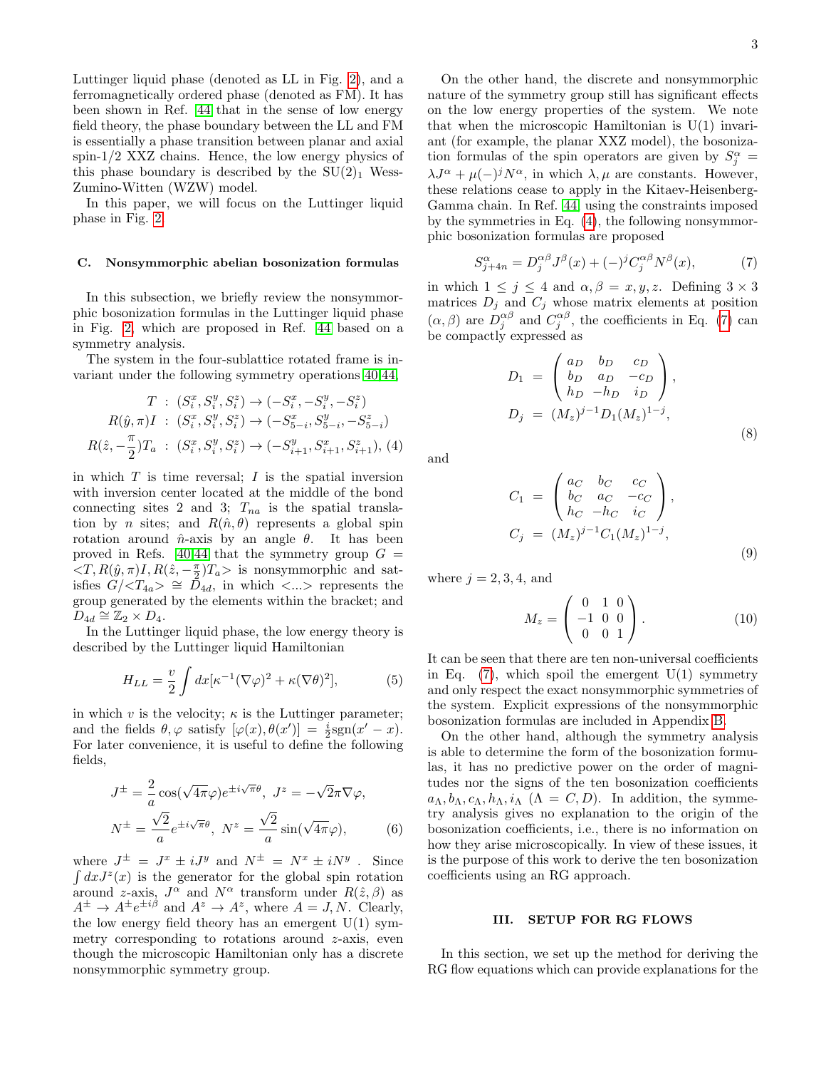Luttinger liquid phase (denoted as LL in Fig. 2), and a ferromagnetically ordered phase (denoted as FM). It has been shown in Ref. [44] that in the sense of low energy field theory, the phase boundary between the LL and FM is essentially a phase transition between planar and axial spin-1/2 XXZ chains. Hence, the low energy physics of this phase boundary is described by the $SU(2)_1$ Wess-Zumino-Witten (WZW) model.

In this paper, we will focus on the Luttinger liquid phase in Fig. 2.

### C. Nonsymmorphic abelian bosonization formulas

In this subsection, we briefly review the nonsymmorphic bosonization formulas in the Luttinger liquid phase in Fig. 2, which are proposed in Ref. [44] based on a symmetry analysis.

The system in the four-sublattice rotated frame is invariant under the following symmetry operations [40,44],

$$
\begin{aligned}
T &: (S_i^x, S_i^y, S_i^z) \rightarrow (-S_i^x, -S_i^y, -S_i^z) \\
R(\hat{y},\pi)I &: (S_i^x, S_i^y, S_i^z) \rightarrow (-S_{5-i}^x, S_{5-i}^y, -S_{5-i}^z) \\
R(\hat{z},-\frac{\pi}{2})T_a &: (S_i^x, S_i^y, S_i^z) \rightarrow (-S_{i+1}^y, S_{i+1}^x, S_{i+1}^z), \quad (4)
\end{aligned}
$$

in which $T$ is time reversal; $I$ is the spatial inversion with inversion center located at the middle of the bond connecting sites 2 and 3; $T_{na}$ is the spatial translation by $n$ sites; and $R(\hat{n},\theta)$ represents a global spin rotation around $\hat{n}$-axis by an angle $\theta$. It has been proved in Refs. [40,44] that the symmetry group $G = <T, R(\hat{y},\pi)I, R(\hat{z},-\frac{\pi}{2})T_a>$ is nonsymmorphic and satisfies $G/<T_{4a}> \cong D_{4d}$, in which $<...>$ represents the group generated by the elements within the bracket; and $D_{4d} \cong \mathbb{Z}_2 \times D_4$.

In the Luttinger liquid phase, the low energy theory is described by the Luttinger liquid Hamiltonian

$$
H_{LL} = \frac{v}{2}\int dx[\kappa^{-1}(\nabla\varphi)^2 + \kappa(\nabla\theta)^2], \quad (5)
$$

in which $v$ is the velocity; $\kappa$ is the Luttinger parameter; and the fields $\theta, \varphi$ satisfy $[\varphi(x), \theta(x')] = \frac{i}{2}\text{sgn}(x'-x)$. For later convenience, it is useful to define the following fields,

$$
\begin{aligned}
J^{\pm} &= \frac{2}{a}\cos(\sqrt{4\pi}\varphi)e^{\pm i\sqrt{\pi}\theta},\ J^z = -\sqrt{2}\pi\nabla\varphi, \\
N^{\pm} &= \frac{\sqrt{2}}{a}e^{\pm i\sqrt{\pi}\theta},\ N^z = \frac{\sqrt{2}}{a}\sin(\sqrt{4\pi}\varphi), \quad (6)
\end{aligned}
$$

where $J^{\pm} = J^x \pm iJ^y$ and $N^{\pm} = N^x \pm iN^y$ . Since $\int dx J^z(x)$ is the generator for the global spin rotation around $z$-axis, $J^\alpha$ and $N^\alpha$ transform under $R(\hat{z},\beta)$ as $A^{\pm} \rightarrow A^{\pm}e^{\pm i\beta}$ and $A^z \rightarrow A^z$, where $A = J, N$. Clearly, the low energy field theory has an emergent U(1) symmetry corresponding to rotations around $z$-axis, even though the microscopic Hamiltonian only has a discrete nonsymmorphic symmetry group.

On the other hand, the discrete and nonsymmorphic nature of the symmetry group still has significant effects on the low energy properties of the system. We note that when the microscopic Hamiltonian is U(1) invariant (for example, the planar XXZ model), the bosonization formulas of the spin operators are given by $S_j^\alpha = \lambda J^\alpha + \mu(-)^j N^\alpha$, in which $\lambda, \mu$ are constants. However, these relations cease to apply in the Kitaev-Heisenberg-Gamma chain. In Ref. [44], using the constraints imposed by the symmetries in Eq. (4), the following nonsymmorphic bosonization formulas are proposed

$$
S_{j+4n}^\alpha = D_j^{\alpha\beta}J^\beta(x) + (-)^j C_j^{\alpha\beta}N^\beta(x), \quad (7)
$$

in which $1 \leq j \leq 4$ and $\alpha, \beta = x, y, z$. Defining $3\times 3$ matrices $D_j$ and $C_j$ whose matrix elements at position $(\alpha, \beta)$ are $D_j^{\alpha\beta}$ and $C_j^{\alpha\beta}$, the coefficients in Eq. (7) can be compactly expressed as

$$
\begin{aligned}
D_1 &= \begin{pmatrix} a_D & b_D & c_D \\ b_D & a_D & -c_D \\ h_D & -h_D & i_D \end{pmatrix}, \\
D_j &= (M_z)^{j-1} D_1 (M_z)^{1-j},
\end{aligned} \quad (8)
$$

and

$$
\begin{aligned}
C_1 &= \begin{pmatrix} a_C & b_C & c_C \\ b_C & a_C & -c_C \\ h_C & -h_C & i_C \end{pmatrix}, \\
C_j &= (M_z)^{j-1} C_1 (M_z)^{1-j},
\end{aligned} \quad (9)
$$

where $j = 2, 3, 4$, and

$$
M_z = \begin{pmatrix} 0 & 1 & 0 \\ -1 & 0 & 0 \\ 0 & 0 & 1 \end{pmatrix}. \quad (10)
$$

It can be seen that there are ten non-universal coefficients in Eq. (7), which spoil the emergent U(1) symmetry and only respect the exact nonsymmorphic symmetries of the system. Explicit expressions of the nonsymmorphic bosonization formulas are included in Appendix B.

On the other hand, although the symmetry analysis is able to determine the form of the bosonization formulas, it has no predictive power on the order of magnitudes nor the signs of the ten bosonization coefficients $a_\Lambda, b_\Lambda, c_\Lambda, h_\Lambda, i_\Lambda$ $(\Lambda = C, D)$. In addition, the symmetry analysis gives no explanation to the origin of the bosonization coefficients, i.e., there is no information on how they arise microscopically. In view of these issues, it is the purpose of this work to derive the ten bosonization coefficients using an RG approach.

## III. SETUP FOR RG FLOWS

In this section, we set up the method for deriving the RG flow equations which can provide explanations for the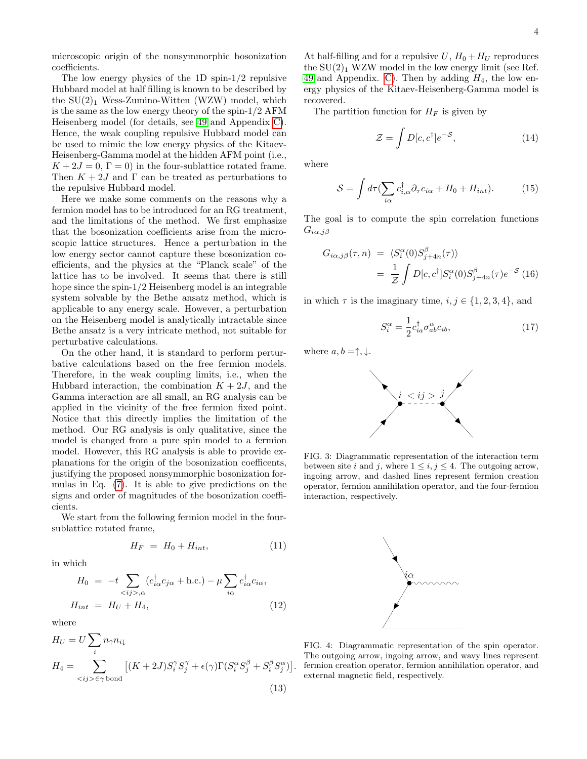microscopic origin of the nonsymmorphic bosonization coefficients.

The low energy physics of the 1D spin-1/2 repulsive Hubbard model at half filling is known to be described by the $SU(2)_1$ Wess-Zumino-Witten (WZW) model, which is the same as the low energy theory of the spin-1/2 AFM Heisenberg model (for details, see [49] and Appendix C). Hence, the weak coupling repulsive Hubbard model can be used to mimic the low energy physics of the Kitaev-Heisenberg-Gamma model at the hidden AFM point (i.e., $K+2J=0$, $\Gamma=0$) in the four-sublattice rotated frame. Then $K+2J$ and $\Gamma$ can be treated as perturbations to the repulsive Hubbard model.

Here we make some comments on the reasons why a fermion model has to be introduced for an RG treatment, and the limitations of the method. We first emphasize that the bosonization coefficients arise from the microscopic lattice structures. Hence a perturbation in the low energy sector cannot capture these bosonization coefficients, and the physics at the "Planck scale" of the lattice has to be involved. It seems that there is still hope since the spin-1/2 Heisenberg model is an integrable system solvable by the Bethe ansatz method, which is applicable to any energy scale. However, a perturbation on the Heisenberg model is analytically intractable since Bethe ansatz is a very intricate method, not suitable for perturbative calculations.

On the other hand, it is standard to perform perturbative calculations based on the free fermion models. Therefore, in the weak coupling limits, i.e., when the Hubbard interaction, the combination $K+2J$, and the Gamma interaction are all small, an RG analysis can be applied in the vicinity of the free fermion fixed point. Notice that this directly implies the limitation of the method. Our RG analysis is only qualitative, since the model is changed from a pure spin model to a fermion model. However, this RG analysis is able to provide explanations for the origin of the bosonization coefficents, justifying the proposed nonsymmorphic bosonization formulas in Eq. (7). It is able to give predictions on the signs and order of magnitudes of the bosonization coefficients.

We start from the following fermion model in the four-sublattice rotated frame,

$$H_F = H_0 + H_{int}, \tag{11}$$

in which

$$\begin{aligned} H_0 &= -t\sum_{<ij>,\alpha}(c_{i\alpha}^\dagger c_{j\alpha}+\text{h.c.}) - \mu\sum_{i\alpha}c_{i\alpha}^\dagger c_{i\alpha},\\ H_{int} &= H_U + H_4, \end{aligned} \tag{12}$$

where

$$\begin{aligned} H_U &= U\sum_i n_{\uparrow}n_{i\downarrow}\\ H_4 &= \sum_{<ij>\in\gamma\,\text{bond}}\left[(K+2J)S_i^\gamma S_j^\gamma + \epsilon(\gamma)\Gamma(S_i^\alpha S_j^\beta + S_i^\beta S_j^\alpha)\right]. \end{aligned} \tag{13}$$

At half-filling and for a repulsive $U$, $H_0+H_U$ reproduces the $SU(2)_1$ WZW model in the low energy limit (see Ref. 49 and Appendix. C). Then by adding $H_4$, the low energy physics of the Kitaev-Heisenberg-Gamma model is recovered.

The partition function for $H_F$ is given by

$$\mathcal{Z} = \int D[c,c^\dagger]e^{-\mathcal{S}}, \tag{14}$$

where

$$\mathcal{S} = \int d\tau\left(\sum_{i\alpha}c_{i,\alpha}^\dagger\partial_\tau c_{i\alpha} + H_0 + H_{int}\right). \tag{15}$$

The goal is to compute the spin correlation functions $G_{i\alpha,j\beta}$

$$\begin{aligned} G_{i\alpha,j\beta}(\tau,n) &= \langle S_i^\alpha(0)S_{j+4n}^\beta(\tau)\rangle\\ &= \frac{1}{\mathcal{Z}}\int D[c,c^\dagger]S_i^\alpha(0)S_{j+4n}^\beta(\tau)e^{-\mathcal{S}} \end{aligned} \tag{16}$$

in which $\tau$ is the imaginary time, $i,j\in\{1,2,3,4\}$, and

$$S_i^\alpha = \frac{1}{2}c_{ia}^\dagger\sigma_{ab}^\alpha c_{ib}, \tag{17}$$

where $a,b=\uparrow,\downarrow$.

FIG. 3: Diagrammatic representation of the interaction term between site $i$ and $j$, where $1\le i,j\le 4$. The outgoing arrow, ingoing arrow, and dashed lines represent fermion creation operator, fermion annihilation operator, and the four-fermion interaction, respectively.

FIG. 4: Diagrammatic representation of the spin operator. The outgoing arrow, ingoing arrow, and wavy lines represent fermion creation operator, fermion annihilation operator, and external magnetic field, respectively.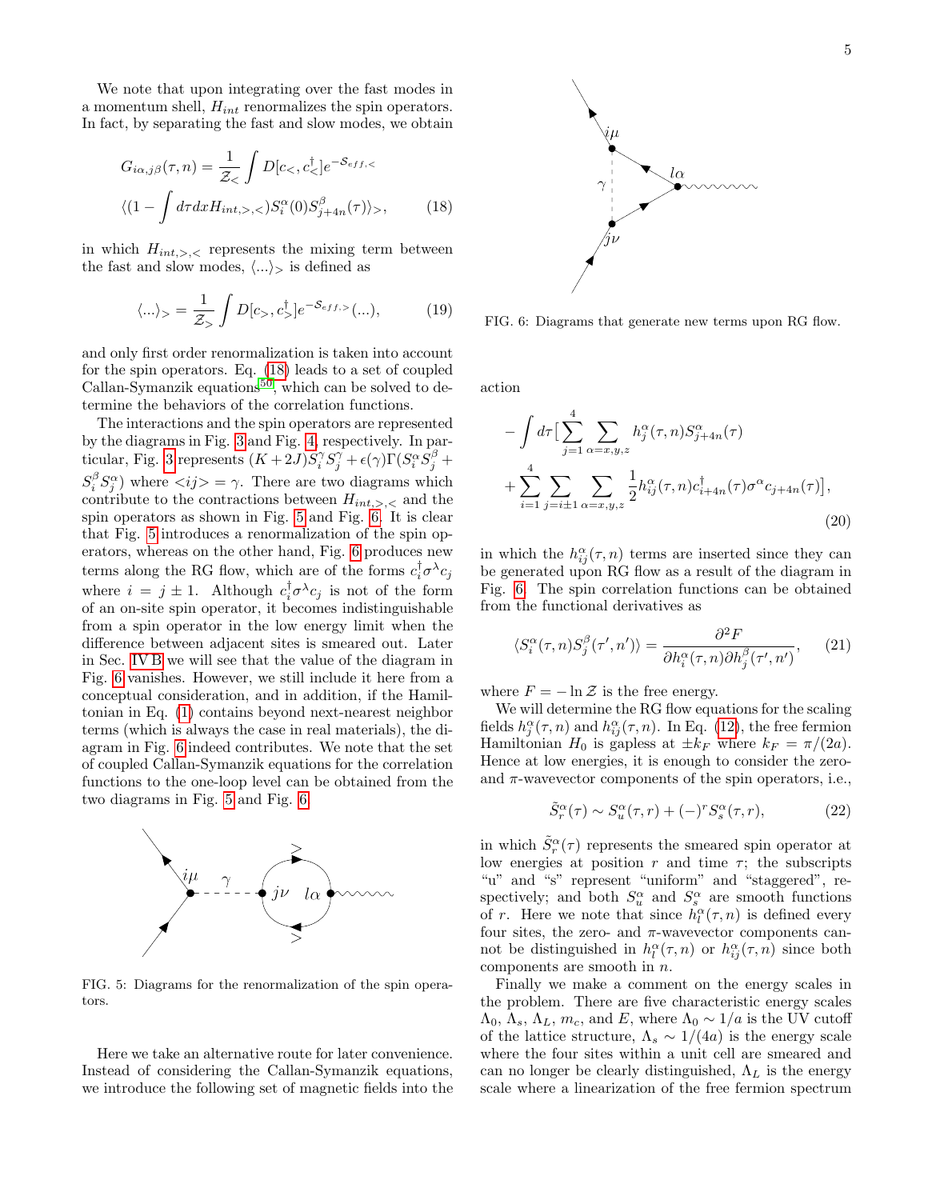We note that upon integrating over the fast modes in a momentum shell, $H_{int}$ renormalizes the spin operators. In fact, by separating the fast and slow modes, we obtain

$$G_{i\alpha,j\beta}(\tau,n) = \frac{1}{\mathcal{Z}_<}\int D[c_<,c_<^\dagger]e^{-\mathcal{S}_{eff,<}} \langle(1-\int d\tau dx H_{int,>,<})S_i^\alpha(0)S_{j+4n}^\beta(\tau)\rangle_>, \tag{18}$$

in which $H_{int,>,<}$ represents the mixing term between the fast and slow modes, $\langle...\rangle_>$ is defined as

$$\langle...\rangle_> = \frac{1}{\mathcal{Z}_>}\int D[c_>,c_>^\dagger]e^{-\mathcal{S}_{eff,>}}(...), \tag{19}$$

and only first order renormalization is taken into account for the spin operators. Eq. (18) leads to a set of coupled Callan-Symanzik equations[50], which can be solved to determine the behaviors of the correlation functions.

The interactions and the spin operators are represented by the diagrams in Fig. 3 and Fig. 4, respectively. In particular, Fig. 3 represents $(K+2J)S_i^\gamma S_j^\gamma + \epsilon(\gamma)\Gamma(S_i^\alpha S_j^\beta + S_i^\beta S_j^\alpha)$ where $<ij>=\gamma$. There are two diagrams which contribute to the contractions between $H_{int,>,<}$ and the spin operators as shown in Fig. 5 and Fig. 6. It is clear that Fig. 5 introduces a renormalization of the spin operators, whereas on the other hand, Fig. 6 produces new terms along the RG flow, which are of the forms $c_i^\dagger \sigma^\lambda c_j$ where $i=j\pm 1$. Although $c_i^\dagger\sigma^\lambda c_j$ is not of the form of an on-site spin operator, it becomes indistinguishable from a spin operator in the low energy limit when the difference between adjacent sites is smeared out. Later in Sec. IV B we will see that the value of the diagram in Fig. 6 vanishes. However, we still include it here from a conceptual consideration, and in addition, if the Hamiltonian in Eq. (1) contains beyond next-nearest neighbor terms (which is always the case in real materials), the diagram in Fig. 6 indeed contributes. We note that the set of coupled Callan-Symanzik equations for the correlation functions to the one-loop level can be obtained from the two diagrams in Fig. 5 and Fig. 6.

FIG. 5: Diagrams for the renormalization of the spin operators.

Here we take an alternative route for later convenience. Instead of considering the Callan-Symanzik equations, we introduce the following set of magnetic fields into the action

FIG. 6: Diagrams that generate new terms upon RG flow.

$$-\int d\tau\Big[\sum_{j=1}^4\sum_{\alpha=x,y,z}h_j^\alpha(\tau,n)S_{j+4n}^\alpha(\tau) + \sum_{i=1}^4\sum_{j=i\pm1}\sum_{\alpha=x,y,z}\frac{1}{2}h_{ij}^\alpha(\tau,n)c_{i+4n}^\dagger(\tau)\sigma^\alpha c_{j+4n}(\tau)\Big], \tag{20}$$

in which the $h_{ij}^\alpha(\tau,n)$ terms are inserted since they can be generated upon RG flow as a result of the diagram in Fig. 6. The spin correlation functions can be obtained from the functional derivatives as

$$\langle S_i^\alpha(\tau,n)S_j^\beta(\tau',n')\rangle = \frac{\partial^2 F}{\partial h_i^\alpha(\tau,n)\partial h_j^\beta(\tau',n')}, \tag{21}$$

where $F=-\ln\mathcal{Z}$ is the free energy.

We will determine the RG flow equations for the scaling fields $h_j^\alpha(\tau,n)$ and $h_{ij}^\alpha(\tau,n)$. In Eq. (12), the free fermion Hamiltonian $H_0$ is gapless at $\pm k_F$ where $k_F=\pi/(2a)$. Hence at low energies, it is enough to consider the zero- and $\pi$-wavevector components of the spin operators, i.e.,

$$\tilde{S}_r^\alpha(\tau)\sim S_u^\alpha(\tau,r)+(-)^r S_s^\alpha(\tau,r), \tag{22}$$

in which $\tilde{S}_r^\alpha(\tau)$ represents the smeared spin operator at low energies at position $r$ and time $\tau$; the subscripts "u" and "s" represent "uniform" and "staggered", respectively; and both $S_u^\alpha$ and $S_s^\alpha$ are smooth functions of $r$. Here we note that since $h_l^\alpha(\tau,n)$ is defined every four sites, the zero- and $\pi$-wavevector components cannot be distinguished in $h_l^\alpha(\tau,n)$ or $h_{ij}^\alpha(\tau,n)$ since both components are smooth in $n$.

Finally we make a comment on the energy scales in the problem. There are five characteristic energy scales $\Lambda_0$, $\Lambda_s$, $\Lambda_L$, $m_c$, and $E$, where $\Lambda_0\sim 1/a$ is the UV cutoff of the lattice structure, $\Lambda_s\sim 1/(4a)$ is the energy scale where the four sites within a unit cell are smeared and can no longer be clearly distinguished, $\Lambda_L$ is the energy scale where a linearization of the free fermion spectrum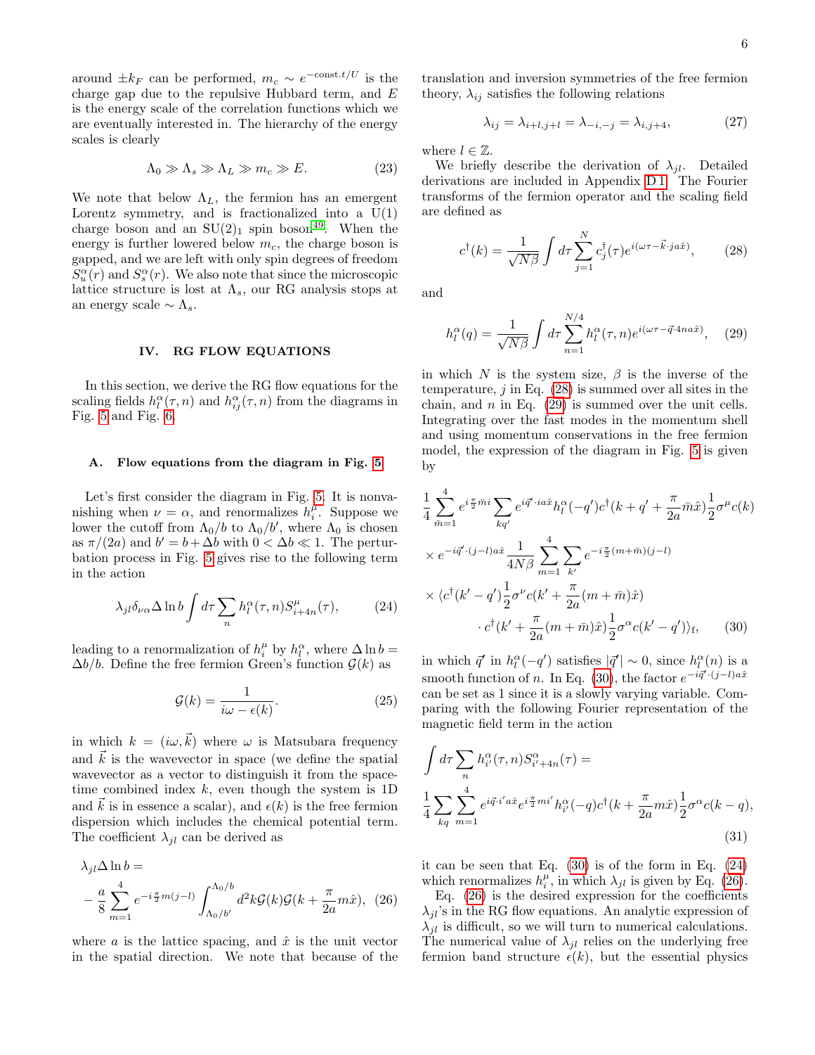around $\pm k_F$ can be performed, $m_c \sim e^{-\text{const.}t/U}$ is the charge gap due to the repulsive Hubbard term, and $E$ is the energy scale of the correlation functions which we are eventually interested in. The hierarchy of the energy scales is clearly

$$\Lambda_0 \gg \Lambda_s \gg \Lambda_L \gg m_c \gg E. \tag{23}$$

We note that below $\Lambda_L$, the fermion has an emergent Lorentz symmetry, and is fractionalized into a U(1) charge boson and an SU(2)$_1$ spin boson[49]. When the energy is further lowered below $m_c$, the charge boson is gapped, and we are left with only spin degrees of freedom $S_u^\alpha(r)$ and $S_s^\alpha(r)$. We also note that since the microscopic lattice structure is lost at $\Lambda_s$, our RG analysis stops at an energy scale $\sim \Lambda_s$.

## IV. RG FLOW EQUATIONS

In this section, we derive the RG flow equations for the scaling fields $h_l^\alpha(\tau, n)$ and $h_{ij}^\alpha(\tau, n)$ from the diagrams in Fig. 5 and Fig. 6.

### A. Flow equations from the diagram in Fig. 5

Let's first consider the diagram in Fig. 5. It is nonvanishing when $\nu = \alpha$, and renormalizes $h_i^\mu$. Suppose we lower the cutoff from $\Lambda_0/b$ to $\Lambda_0/b'$, where $\Lambda_0$ is chosen as $\pi/(2a)$ and $b' = b + \Delta b$ with $0 < \Delta b \ll 1$. The perturbation process in Fig. 5 gives rise to the following term in the action

$$\lambda_{jl}\delta_{\nu\alpha}\Delta \ln b \int d\tau \sum_n h_l^\alpha(\tau, n) S_{i+4n}^\mu(\tau), \tag{24}$$

leading to a renormalization of $h_i^\mu$ by $h_l^\alpha$, where $\Delta \ln b = \Delta b/b$. Define the free fermion Green's function $\mathcal{G}(k)$ as

$$\mathcal{G}(k) = \frac{1}{i\omega - \epsilon(k)}. \tag{25}$$

in which $k = (i\omega, \vec{k})$ where $\omega$ is Matsubara frequency and $\vec{k}$ is the wavevector in space (we define the spatial wavevector as a vector to distinguish it from the space-time combined index $k$, even though the system is 1D and $\vec{k}$ is in essence a scalar), and $\epsilon(k)$ is the free fermion dispersion which includes the chemical potential term. The coefficient $\lambda_{jl}$ can be derived as

$$\lambda_{jl}\Delta \ln b = -\frac{a}{8}\sum_{m=1}^{4} e^{-i\frac{\pi}{2}m(j-l)} \int_{\Lambda_0/b'}^{\Lambda_0/b} d^2k \mathcal{G}(k)\mathcal{G}(k + \frac{\pi}{2a}m\hat{x}), \tag{26}$$

where $a$ is the lattice spacing, and $\hat{x}$ is the unit vector in the spatial direction. We note that because of the translation and inversion symmetries of the free fermion theory, $\lambda_{ij}$ satisfies the following relations

$$\lambda_{ij} = \lambda_{i+l,j+l} = \lambda_{-i,-j} = \lambda_{i,j+4}, \tag{27}$$

where $l \in \mathbb{Z}$.

We briefly describe the derivation of $\lambda_{jl}$. Detailed derivations are included in Appendix D 1. The Fourier transforms of the fermion operator and the scaling field are defined as

$$c^\dagger(k) = \frac{1}{\sqrt{N\beta}} \int d\tau \sum_{j=1}^{N} c_j^\dagger(\tau) e^{i(\omega\tau - \vec{k}\cdot ja\hat{x})}, \tag{28}$$

and

$$h_l^\alpha(q) = \frac{1}{\sqrt{N\beta}} \int d\tau \sum_{n=1}^{N/4} h_l^\alpha(\tau, n) e^{i(\omega\tau - \vec{q}\cdot 4na\hat{x})}, \tag{29}$$

in which $N$ is the system size, $\beta$ is the inverse of the temperature, $j$ in Eq. (28) is summed over all sites in the chain, and $n$ in Eq. (29) is summed over the unit cells. Integrating over the fast modes in the momentum shell and using momentum conservations in the free fermion model, the expression of the diagram in Fig. 5 is given by

$$\begin{aligned}
&\frac{1}{4}\sum_{\bar{m}=1}^{4} e^{i\frac{\pi}{2}\bar{m}i} \sum_{kq'} e^{i\vec{q}'\cdot ia\hat{x}} h_l^\alpha(-q') c^\dagger(k + q' + \frac{\pi}{2a}\bar{m}\hat{x}) \frac{1}{2}\sigma^\mu c(k) \\
&\times e^{-i\vec{q}'\cdot(j-l)a\hat{x}} \frac{1}{4N\beta} \sum_{m=1}^{4}\sum_{k'} e^{-i\frac{\pi}{2}(m+\bar{m})(j-l)} \\
&\times \langle c^\dagger(k' - q')\frac{1}{2}\sigma^\nu c(k' + \frac{\pi}{2a}(m + \bar{m})\hat{x}) \\
&\qquad \cdot c^\dagger(k' + \frac{\pi}{2a}(m + \bar{m})\hat{x})\frac{1}{2}\sigma^\alpha c(k' - q')\rangle_{\text{f}},
\end{aligned} \tag{30}$$

in which $\vec{q}'$ in $h_l^\alpha(-q')$ satisfies $|\vec{q}'| \sim 0$, since $h_l^\alpha(n)$ is a smooth function of $n$. In Eq. (30), the factor $e^{-i\vec{q}'\cdot(j-l)a\hat{x}}$ can be set as 1 since it is a slowly varying variable. Comparing with the following Fourier representation of the magnetic field term in the action

$$\begin{aligned}
&\int d\tau \sum_n h_{i'}^\alpha(\tau, n) S_{i'+4n}^\alpha(\tau) = \\
&\frac{1}{4}\sum_{kq}\sum_{m=1}^{4} e^{i\vec{q}\cdot i'a\hat{x}} e^{i\frac{\pi}{2}mi'} h_{i'}^\alpha(-q) c^\dagger(k + \frac{\pi}{2a}m\hat{x})\frac{1}{2}\sigma^\alpha c(k - q),
\end{aligned} \tag{31}$$

it can be seen that Eq. (30) is of the form in Eq. (24) which renormalizes $h_i^\mu$, in which $\lambda_{jl}$ is given by Eq. (26).

Eq. (26) is the desired expression for the coefficients $\lambda_{jl}$'s in the RG flow equations. An analytic expression of $\lambda_{jl}$ is difficult, so we will turn to numerical calculations. The numerical value of $\lambda_{jl}$ relies on the underlying free fermion band structure $\epsilon(k)$, but the essential physics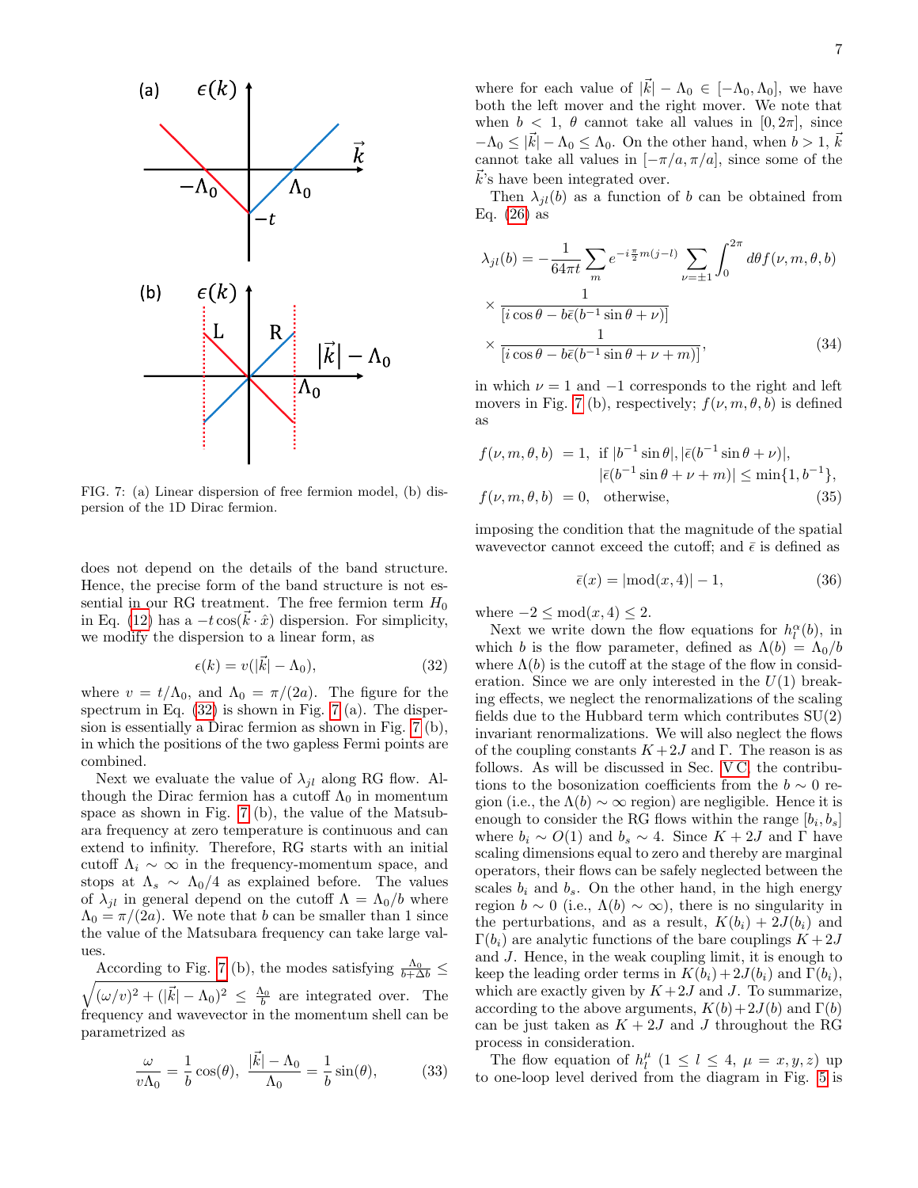FIG. 7: (a) Linear dispersion of free fermion model, (b) dispersion of the 1D Dirac fermion.

does not depend on the details of the band structure. Hence, the precise form of the band structure is not essential in our RG treatment. The free fermion term $H_0$ in Eq. (12) has a $-t\cos(\vec{k}\cdot\hat{x})$ dispersion. For simplicity, we modify the dispersion to a linear form, as

$$\epsilon(k) = v(|\vec{k}| - \Lambda_0), \tag{32}$$

where $v = t/\Lambda_0$, and $\Lambda_0 = \pi/(2a)$. The figure for the spectrum in Eq. (32) is shown in Fig. 7 (a). The dispersion is essentially a Dirac fermion as shown in Fig. 7 (b), in which the positions of the two gapless Fermi points are combined.

Next we evaluate the value of $\lambda_{jl}$ along RG flow. Although the Dirac fermion has a cutoff $\Lambda_0$ in momentum space as shown in Fig. 7 (b), the value of the Matsubara frequency at zero temperature is continuous and can extend to infinity. Therefore, RG starts with an initial cutoff $\Lambda_i \sim \infty$ in the frequency-momentum space, and stops at $\Lambda_s \sim \Lambda_0/4$ as explained before. The values of $\lambda_{jl}$ in general depend on the cutoff $\Lambda = \Lambda_0/b$ where $\Lambda_0 = \pi/(2a)$. We note that $b$ can be smaller than 1 since the value of the Matsubara frequency can take large values.

According to Fig. 7 (b), the modes satisfying $\frac{\Lambda_0}{b+\Delta b} \leq \sqrt{(\omega/v)^2 + (|\vec{k}| - \Lambda_0)^2} \leq \frac{\Lambda_0}{b}$ are integrated over. The frequency and wavevector in the momentum shell can be parametrized as

$$\frac{\omega}{v\Lambda_0} = \frac{1}{b}\cos(\theta),\ \frac{|\vec{k}| - \Lambda_0}{\Lambda_0} = \frac{1}{b}\sin(\theta), \tag{33}$$

where for each value of $|\vec{k}| - \Lambda_0 \in [-\Lambda_0, \Lambda_0]$, we have both the left mover and the right mover. We note that when $b < 1$, $\theta$ cannot take all values in $[0, 2\pi]$, since $-\Lambda_0 \leq |\vec{k}| - \Lambda_0 \leq \Lambda_0$. On the other hand, when $b > 1$, $\vec{k}$ cannot take all values in $[-\pi/a, \pi/a]$, since some of the $\vec{k}$'s have been integrated over.

Then $\lambda_{jl}(b)$ as a function of $b$ can be obtained from Eq. (26) as

$$\begin{aligned}
\lambda_{jl}(b) &= -\frac{1}{64\pi t}\sum_m e^{-i\frac{\pi}{2}m(j-l)} \sum_{\nu=\pm 1}\int_0^{2\pi} d\theta f(\nu, m, \theta, b) \\
&\times \frac{1}{[i\cos\theta - b\bar{\epsilon}(b^{-1}\sin\theta + \nu)]} \\
&\times \frac{1}{[i\cos\theta - b\bar{\epsilon}(b^{-1}\sin\theta + \nu + m)]},
\end{aligned} \tag{34}$$

in which $\nu = 1$ and $-1$ corresponds to the right and left movers in Fig. 7 (b), respectively; $f(\nu, m, \theta, b)$ is defined as

$$\begin{aligned}
f(\nu, m, \theta, b) &= 1,\ \text{if } |b^{-1}\sin\theta|, |\bar{\epsilon}(b^{-1}\sin\theta + \nu)|, \\
&\qquad |\bar{\epsilon}(b^{-1}\sin\theta + \nu + m)| \leq \min\{1, b^{-1}\}, \\
f(\nu, m, \theta, b) &= 0,\ \text{otherwise},
\end{aligned} \tag{35}$$

imposing the condition that the magnitude of the spatial wavevector cannot exceed the cutoff; and $\bar{\epsilon}$ is defined as

$$\bar{\epsilon}(x) = |\text{mod}(x, 4)| - 1, \tag{36}$$

where $-2 \leq \text{mod}(x, 4) \leq 2$.

Next we write down the flow equations for $h_l^\alpha(b)$, in which $b$ is the flow parameter, defined as $\Lambda(b) = \Lambda_0/b$ where $\Lambda(b)$ is the cutoff at the stage of the flow in consideration. Since we are only interested in the $U(1)$ breaking effects, we neglect the renormalizations of the scaling fields due to the Hubbard term which contributes SU(2) invariant renormalizations. We will also neglect the flows of the coupling constants $K + 2J$ and $\Gamma$. The reason is as follows. As will be discussed in Sec. V C, the contributions to the bosonization coefficients from the $b \sim 0$ region (i.e., the $\Lambda(b) \sim \infty$ region) are negligible. Hence it is enough to consider the RG flows within the range $[b_i, b_s]$ where $b_i \sim O(1)$ and $b_s \sim 4$. Since $K + 2J$ and $\Gamma$ have scaling dimensions equal to zero and thereby are marginal operators, their flows can be safely neglected between the scales $b_i$ and $b_s$. On the other hand, in the high energy region $b \sim 0$ (i.e., $\Lambda(b) \sim \infty$), there is no singularity in the perturbations, and as a result, $K(b_i) + 2J(b_i)$ and $\Gamma(b_i)$ are analytic functions of the bare couplings $K + 2J$ and $J$. Hence, in the weak coupling limit, it is enough to keep the leading order terms in $K(b_i) + 2J(b_i)$ and $\Gamma(b_i)$, which are exactly given by $K + 2J$ and $J$. To summarize, according to the above arguments, $K(b) + 2J(b)$ and $\Gamma(b)$ can be just taken as $K + 2J$ and $J$ throughout the RG process in consideration.

The flow equation of $h_l^\mu$ ($1 \leq l \leq 4$, $\mu = x, y, z$) up to one-loop level derived from the diagram in Fig. 5 is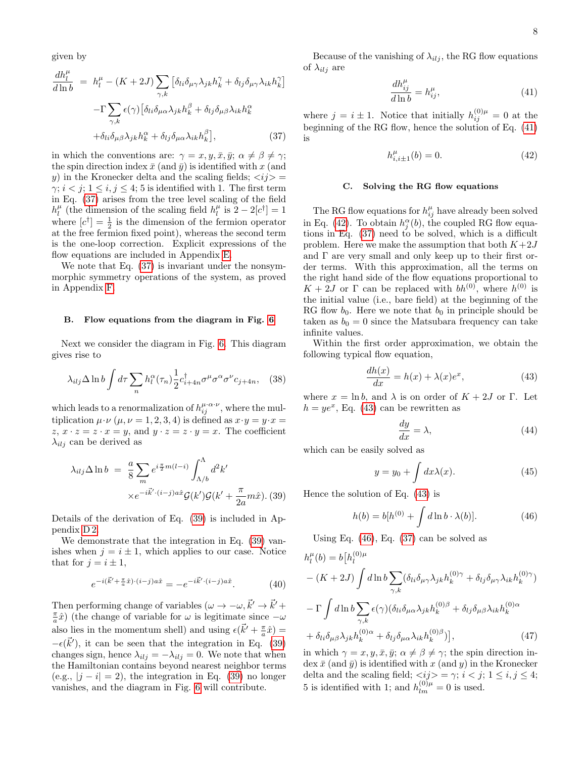given by

$$
\begin{aligned}
\frac{dh_l^\mu}{d\ln b} &= h_l^\mu - (K+2J)\sum_{\gamma,k}\left[\delta_{li}\delta_{\mu\gamma}\lambda_{jk}h_k^\gamma + \delta_{lj}\delta_{\mu\gamma}\lambda_{ik}h_k^\gamma\right] \\
&\quad -\Gamma\sum_{\gamma,k}\epsilon(\gamma)\big[\delta_{li}\delta_{\mu\alpha}\lambda_{jk}h_k^\beta + \delta_{lj}\delta_{\mu\beta}\lambda_{ik}h_k^\alpha \\
&\quad +\delta_{li}\delta_{\mu\beta}\lambda_{jk}h_k^\alpha + \delta_{lj}\delta_{\mu\alpha}\lambda_{ik}h_k^\beta\big], \quad (37)
\end{aligned}
$$

in which the conventions are: $\gamma = x, y, \bar{x}, \bar{y}$; $\alpha \neq \beta \neq \gamma$; the spin direction index $\bar{x}$ (and $\bar{y}$) is identified with $x$ (and $y$) in the Kronecker delta and the scaling fields; $<ij> = \gamma$; $i < j$; $1 \leq i, j \leq 4$; 5 is identified with 1. The first term in Eq. (37) arises from the tree level scaling of the field $h_l^\mu$ (the dimension of the scaling field $h_l^\mu$ is $2 - 2[c^\dagger] = 1$ where $[c^\dagger] = \frac{1}{2}$ is the dimension of the fermion operator at the free fermion fixed point), whereas the second term is the one-loop correction. Explicit expressions of the flow equations are included in Appendix E.

We note that Eq. (37) is invariant under the nonsymmorphic symmetry operations of the system, as proved in Appendix F.

### B. Flow equations from the diagram in Fig. 6

Next we consider the diagram in Fig. 6. This diagram gives rise to

$$
\lambda_{ilj}\Delta\ln b\int d\tau\sum_n h_l^\alpha(\tau_n)\frac{1}{2}c_{i+4n}^\dagger\sigma^\mu\sigma^\alpha\sigma^\nu c_{j+4n}, \quad (38)
$$

which leads to a renormalization of $h_{ij}^{\mu\cdot\alpha\cdot\nu}$, where the multiplication $\mu\cdot\nu$ ($\mu,\nu = 1,2,3,4$) is defined as $x\cdot y = y\cdot x = z$, $x\cdot z = z\cdot x = y$, and $y\cdot z = z\cdot y = x$. The coefficient $\lambda_{ilj}$ can be derived as

$$
\begin{aligned}
\lambda_{ilj}\Delta\ln b &= \frac{a}{8}\sum_m e^{i\frac{\pi}{2}m(l-i)}\int_{\Lambda/b}^{\Lambda} d^2k' \\
&\quad \times e^{-i\vec{k}'\cdot(i-j)a\hat{x}}\mathcal{G}(k')\mathcal{G}(k'+\frac{\pi}{2a}m\hat{x}). \quad (39)
\end{aligned}
$$

Details of the derivation of Eq. (39) is included in Appendix D 2.

We demonstrate that the integration in Eq. (39) vanishes when $j = i \pm 1$, which applies to our case. Notice that for $j = i \pm 1$,

$$
e^{-i(\vec{k}'+\frac{\pi}{a}\hat{x})\cdot(i-j)a\hat{x}} = -e^{-i\vec{k}'\cdot(i-j)a\hat{x}}. \quad (40)
$$

Then performing change of variables ($\omega \to -\omega$, $\vec{k}' \to \vec{k}' + \frac{\pi}{a}\hat{x}$) (the change of variable for $\omega$ is legitimate since $-\omega$ also lies in the momentum shell) and using $\epsilon(\vec{k}' + \frac{\pi}{a}\hat{x}) = -\epsilon(\vec{k}')$, it can be seen that the integration in Eq. (39) changes sign, hence $\lambda_{ilj} = -\lambda_{ilj} = 0$. We note that when the Hamiltonian contains beyond nearest neighbor terms (e.g., $|j-i| = 2$), the integration in Eq. (39) no longer vanishes, and the diagram in Fig. 6 will contribute.

Because of the vanishing of $\lambda_{ilj}$, the RG flow equations of $\lambda_{ilj}$ are

$$
\frac{dh_{ij}^\mu}{d\ln b} = h_{ij}^\mu, \quad (41)
$$

where $j = i \pm 1$. Notice that initially $h_{ij}^{(0)\mu} = 0$ at the beginning of the RG flow, hence the solution of Eq. (41) is

$$
h_{i,i\pm1}^\mu(b) = 0. \quad (42)
$$

### C. Solving the RG flow equations

The RG flow equations for $h_{ij}^\mu$ have already been solved in Eq. (42). To obtain $h_j^\alpha(b)$, the coupled RG flow equations in Eq. (37) need to be solved, which is a difficult problem. Here we make the assumption that both $K+2J$ and $\Gamma$ are very small and only keep up to their first order terms. With this approximation, all the terms on the right hand side of the flow equations proportional to $K+2J$ or $\Gamma$ can be replaced with $bh^{(0)}$, where $h^{(0)}$ is the initial value (i.e., bare field) at the beginning of the RG flow $b_0$. Here we note that $b_0$ in principle should be taken as $b_0 = 0$ since the Matsubara frequency can take infinite values.

Within the first order approximation, we obtain the following typical flow equation,

$$
\frac{dh(x)}{dx} = h(x) + \lambda(x)e^x, \quad (43)
$$

where $x = \ln b$, and $\lambda$ is on order of $K+2J$ or $\Gamma$. Let $h = ye^x$, Eq. (43) can be rewritten as

$$
\frac{dy}{dx} = \lambda, \quad (44)
$$

which can be easily solved as

$$
y = y_0 + \int dx\lambda(x). \quad (45)
$$

Hence the solution of Eq. (43) is

$$
h(b) = b[h^{(0)} + \int d\ln b\cdot\lambda(b)]. \quad (46)
$$

Using Eq. (46), Eq. (37) can be solved as

$$
\begin{aligned}
h_l^\mu(b) &= b\big[h_l^{(0)\mu} \\
&\quad - (K+2J)\int d\ln b\sum_{\gamma,k}(\delta_{li}\delta_{\mu\gamma}\lambda_{jk}h_k^{(0)\gamma} + \delta_{lj}\delta_{\mu\gamma}\lambda_{ik}h_k^{(0)\gamma}) \\
&\quad - \Gamma\int d\ln b\sum_{\gamma,k}\epsilon(\gamma)(\delta_{li}\delta_{\mu\alpha}\lambda_{jk}h_k^{(0)\beta} + \delta_{lj}\delta_{\mu\beta}\lambda_{ik}h_k^{(0)\alpha} \\
&\quad + \delta_{li}\delta_{\mu\beta}\lambda_{jk}h_k^{(0)\alpha} + \delta_{lj}\delta_{\mu\alpha}\lambda_{ik}h_k^{(0)\beta})\big], \quad (47)
\end{aligned}
$$

in which $\gamma = x, y, \bar{x}, \bar{y}$; $\alpha \neq \beta \neq \gamma$; the spin direction index $\bar{x}$ (and $\bar{y}$) is identified with $x$ (and $y$) in the Kronecker delta and the scaling field; $<ij> = \gamma$; $i < j$; $1 \leq i, j \leq 4$; 5 is identified with 1; and $h_{lm}^{(0)\mu} = 0$ is used.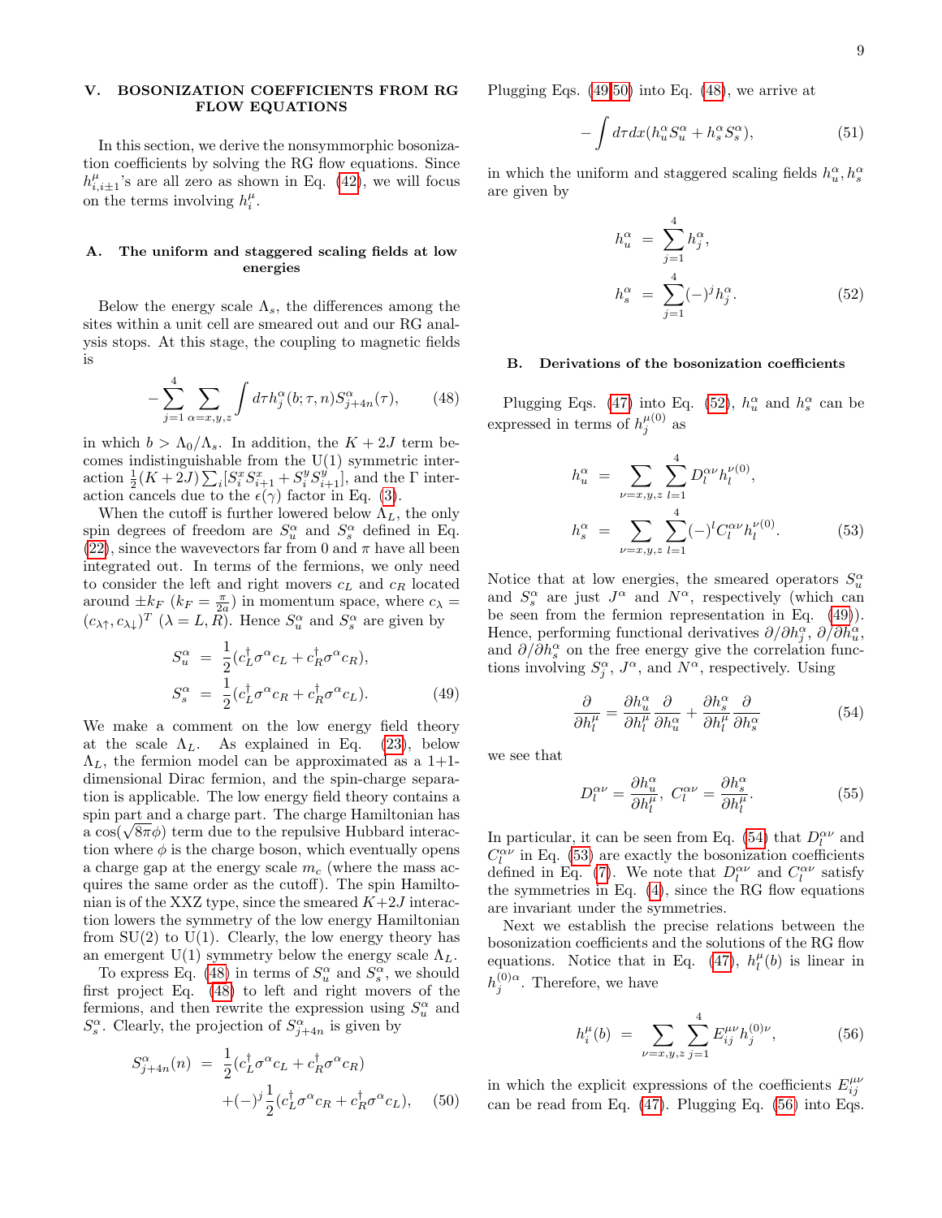## V. BOSONIZATION COEFFICIENTS FROM RG FLOW EQUATIONS

In this section, we derive the nonsymmorphic bosonization coefficients by solving the RG flow equations. Since $h^{\mu}_{i,i\pm1}$'s are all zero as shown in Eq. (42), we will focus on the terms involving $h^{\mu}_{i}$.

### A. The uniform and staggered scaling fields at low energies

Below the energy scale $\Lambda_s$, the differences among the sites within a unit cell are smeared out and our RG analysis stops. At this stage, the coupling to magnetic fields is

$$-\sum_{j=1}^{4}\sum_{\alpha=x,y,z}\int d\tau h^{\alpha}_{j}(b;\tau,n)S^{\alpha}_{j+4n}(\tau), \quad (48)$$

in which $b>\Lambda_0/\Lambda_s$. In addition, the $K+2J$ term becomes indistinguishable from the U(1) symmetric interaction $\frac{1}{2}(K+2J)\sum_i[S^x_iS^x_{i+1}+S^y_iS^y_{i+1}]$, and the $\Gamma$ interaction cancels due to the $\epsilon(\gamma)$ factor in Eq. (3).

When the cutoff is further lowered below $\Lambda_L$, the only spin degrees of freedom are $S^{\alpha}_u$ and $S^{\alpha}_s$ defined in Eq. (22), since the wavevectors far from 0 and $\pi$ have all been integrated out. In terms of the fermions, we only need to consider the left and right movers $c_L$ and $c_R$ located around $\pm k_F$ ($k_F=\frac{\pi}{2a}$) in momentum space, where $c_\lambda=(c_{\lambda\uparrow},c_{\lambda\downarrow})^T$ ($\lambda=L,R$). Hence $S^{\alpha}_u$ and $S^{\alpha}_s$ are given by

$$\begin{aligned}
S^{\alpha}_u &= \frac{1}{2}(c^{\dagger}_L\sigma^{\alpha}c_L+c^{\dagger}_R\sigma^{\alpha}c_R),\\
S^{\alpha}_s &= \frac{1}{2}(c^{\dagger}_L\sigma^{\alpha}c_R+c^{\dagger}_R\sigma^{\alpha}c_L).
\end{aligned} \quad (49)$$

We make a comment on the low energy field theory at the scale $\Lambda_L$. As explained in Eq. (23), below $\Lambda_L$, the fermion model can be approximated as a 1+1-dimensional Dirac fermion, and the spin-charge separation is applicable. The low energy field theory contains a spin part and a charge part. The charge Hamiltonian has a $\cos(\sqrt{8\pi}\phi)$ term due to the repulsive Hubbard interaction where $\phi$ is the charge boson, which eventually opens a charge gap at the energy scale $m_c$ (where the mass acquires the same order as the cutoff). The spin Hamiltonian is of the XXZ type, since the smeared $K+2J$ interaction lowers the symmetry of the low energy Hamiltonian from SU(2) to U(1). Clearly, the low energy theory has an emergent U(1) symmetry below the energy scale $\Lambda_L$.

To express Eq. (48) in terms of $S^{\alpha}_u$ and $S^{\alpha}_s$, we should first project Eq. (48) to left and right movers of the fermions, and then rewrite the expression using $S^{\alpha}_u$ and $S^{\alpha}_s$. Clearly, the projection of $S^{\alpha}_{j+4n}$ is given by

$$\begin{aligned}
S^{\alpha}_{j+4n}(n) &= \frac{1}{2}(c^{\dagger}_L\sigma^{\alpha}c_L+c^{\dagger}_R\sigma^{\alpha}c_R)\\
&\quad +(-)^j\frac{1}{2}(c^{\dagger}_L\sigma^{\alpha}c_R+c^{\dagger}_R\sigma^{\alpha}c_L),
\end{aligned} \quad (50)$$

Plugging Eqs. (49,50) into Eq. (48), we arrive at

$$-\int d\tau dx(h^{\alpha}_uS^{\alpha}_u+h^{\alpha}_sS^{\alpha}_s), \quad (51)$$

in which the uniform and staggered scaling fields $h^{\alpha}_u,h^{\alpha}_s$ are given by

$$\begin{aligned}
h^{\alpha}_u &= \sum_{j=1}^{4}h^{\alpha}_j,\\
h^{\alpha}_s &= \sum_{j=1}^{4}(-)^jh^{\alpha}_j.
\end{aligned} \quad (52)$$

### B. Derivations of the bosonization coefficients

Plugging Eqs. (47) into Eq. (52), $h^{\alpha}_u$ and $h^{\alpha}_s$ can be expressed in terms of $h^{\mu(0)}_j$ as

$$\begin{aligned}
h^{\alpha}_u &= \sum_{\nu=x,y,z}\sum_{l=1}^{4}D^{\alpha\nu}_lh^{\nu(0)}_l,\\
h^{\alpha}_s &= \sum_{\nu=x,y,z}\sum_{l=1}^{4}(-)^lC^{\alpha\nu}_lh^{\nu(0)}_l.
\end{aligned} \quad (53)$$

Notice that at low energies, the smeared operators $S^{\alpha}_u$ and $S^{\alpha}_s$ are just $J^{\alpha}$ and $N^{\alpha}$, respectively (which can be seen from the fermion representation in Eq. (49)). Hence, performing functional derivatives $\partial/\partial h^{\alpha}_j$, $\partial/\partial h^{\alpha}_u$, and $\partial/\partial h^{\alpha}_s$ on the free energy give the correlation functions involving $S^{\alpha}_j$, $J^{\alpha}$, and $N^{\alpha}$, respectively. Using

$$\frac{\partial}{\partial h^{\mu}_l}=\frac{\partial h^{\alpha}_u}{\partial h^{\mu}_l}\frac{\partial}{\partial h^{\alpha}_u}+\frac{\partial h^{\alpha}_s}{\partial h^{\mu}_l}\frac{\partial}{\partial h^{\alpha}_s} \quad (54)$$

we see that

$$D^{\alpha\nu}_l=\frac{\partial h^{\alpha}_u}{\partial h^{\mu}_l},\ C^{\alpha\nu}_l=\frac{\partial h^{\alpha}_s}{\partial h^{\mu}_l}. \quad (55)$$

In particular, it can be seen from Eq. (54) that $D^{\alpha\nu}_l$ and $C^{\alpha\nu}_l$ in Eq. (53) are exactly the bosonization coefficients defined in Eq. (7). We note that $D^{\alpha\nu}_l$ and $C^{\alpha\nu}_l$ satisfy the symmetries in Eq. (4), since the RG flow equations are invariant under the symmetries.

Next we establish the precise relations between the bosonization coefficients and the solutions of the RG flow equations. Notice that in Eq. (47), $h^{\mu}_l(b)$ is linear in $h^{(0)\alpha}_j$. Therefore, we have

$$h^{\mu}_i(b) = \sum_{\nu=x,y,z}\sum_{j=1}^{4}E^{\mu\nu}_{ij}h^{(0)\nu}_j, \quad (56)$$

in which the explicit expressions of the coefficients $E^{\mu\nu}_{ij}$ can be read from Eq. (47). Plugging Eq. (56) into Eqs.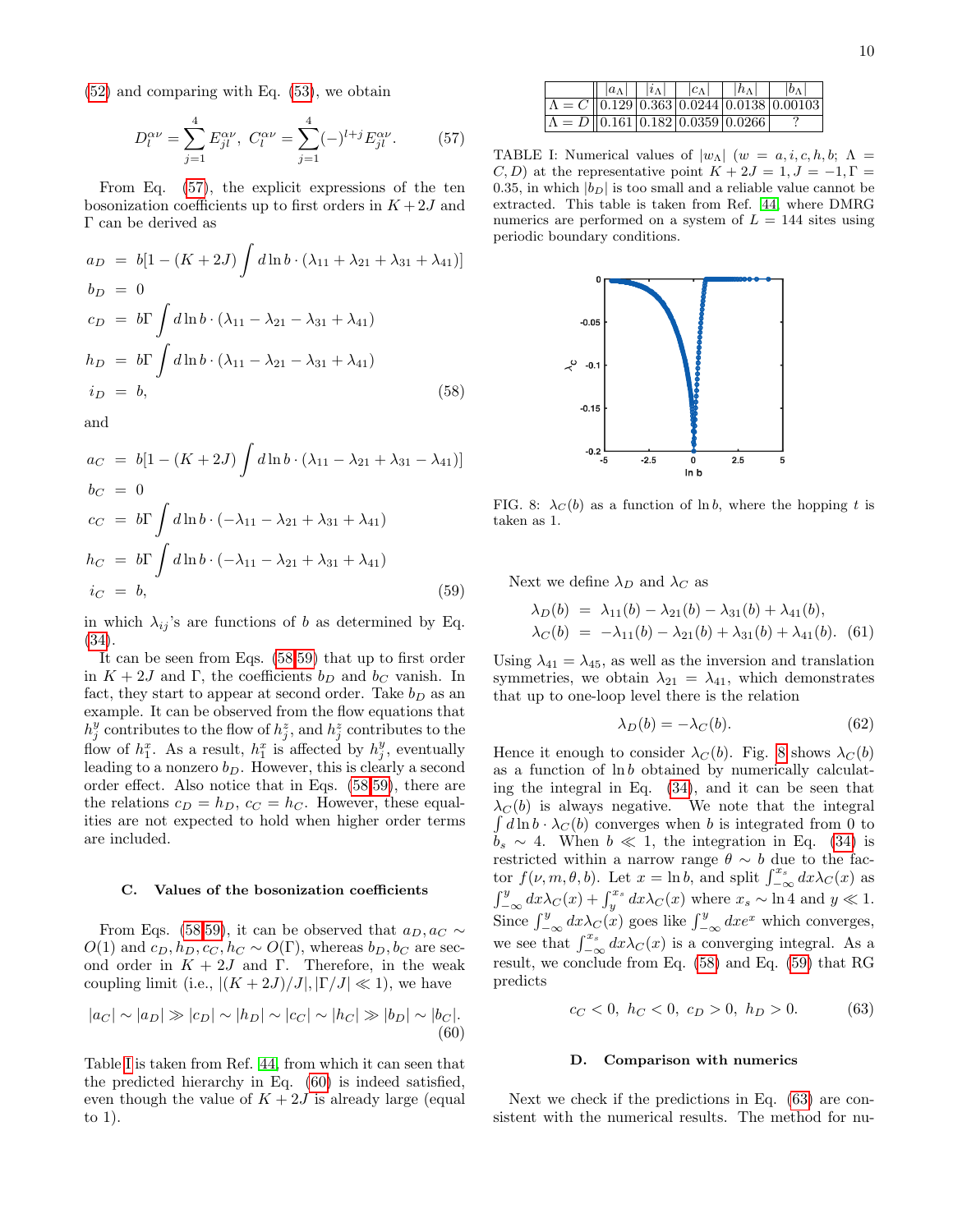(52) and comparing with Eq. (53), we obtain

$$D_l^{\alpha\nu} = \sum_{j=1}^{4} E_{jl}^{\alpha\nu},\ C_l^{\alpha\nu} = \sum_{j=1}^{4} (-)^{l+j} E_{jl}^{\alpha\nu}. \tag{57}$$

From Eq. (57), the explicit expressions of the ten bosonization coefficients up to first orders in $K+2J$ and $\Gamma$ can be derived as

$$\begin{aligned}
a_D &= b[1-(K+2J)\int d\ln b\cdot(\lambda_{11}+\lambda_{21}+\lambda_{31}+\lambda_{41})]\\
b_D &= 0\\
c_D &= b\Gamma\int d\ln b\cdot(\lambda_{11}-\lambda_{21}-\lambda_{31}+\lambda_{41})\\
h_D &= b\Gamma\int d\ln b\cdot(\lambda_{11}-\lambda_{21}-\lambda_{31}+\lambda_{41})\\
i_D &= b,
\end{aligned} \tag{58}$$

and

$$\begin{aligned}
a_C &= b[1-(K+2J)\int d\ln b\cdot(\lambda_{11}-\lambda_{21}+\lambda_{31}-\lambda_{41})]\\
b_C &= 0\\
c_C &= b\Gamma\int d\ln b\cdot(-\lambda_{11}-\lambda_{21}+\lambda_{31}+\lambda_{41})\\
h_C &= b\Gamma\int d\ln b\cdot(-\lambda_{11}-\lambda_{21}+\lambda_{31}+\lambda_{41})\\
i_C &= b,
\end{aligned} \tag{59}$$

in which $\lambda_{ij}$'s are functions of $b$ as determined by Eq. (34).

It can be seen from Eqs. (58,59) that up to first order in $K+2J$ and $\Gamma$, the coefficients $b_D$ and $b_C$ vanish. In fact, they start to appear at second order. Take $b_D$ as an example. It can be observed from the flow equations that $h_j^y$ contributes to the flow of $h_j^z$, and $h_j^z$ contributes to the flow of $h_1^x$. As a result, $h_1^x$ is affected by $h_j^y$, eventually leading to a nonzero $b_D$. However, this is clearly a second order effect. Also notice that in Eqs. (58,59), there are the relations $c_D=h_D$, $c_C=h_C$. However, these equalities are not expected to hold when higher order terms are included.

### C. Values of the bosonization coefficients

From Eqs. (58,59), it can be observed that $a_D, a_C \sim O(1)$ and $c_D, h_D, c_C, h_C \sim O(\Gamma)$, whereas $b_D, b_C$ are second order in $K+2J$ and $\Gamma$. Therefore, in the weak coupling limit (i.e., $|(K+2J)/J|, |\Gamma/J| \ll 1$), we have

$$|a_C| \sim |a_D| \gg |c_D| \sim |h_D| \sim |c_C| \sim |h_C| \gg |b_D| \sim |b_C|. \tag{60}$$

Table I is taken from Ref. [44], from which it can seen that the predicted hierarchy in Eq. (60) is indeed satisfied, even though the value of $K+2J$ is already large (equal to 1).

| | $\lvert a_\Lambda\rvert$ | $\lvert i_\Lambda\rvert$ | $\lvert c_\Lambda\rvert$ | $\lvert h_\Lambda\rvert$ | $\lvert b_\Lambda\rvert$ |
|---|---|---|---|---|---|
| $\Lambda = C$ | 0.129 | 0.363 | 0.0244 | 0.0138 | 0.00103 |
| $\Lambda = D$ | 0.161 | 0.182 | 0.0359 | 0.0266 | ? |

TABLE I: Numerical values of $|w_\Lambda|$ ($w = a, i, c, h, b$; $\Lambda = C, D$) at the representative point $K+2J=1, J=-1, \Gamma=0.35$, in which $|b_D|$ is too small and a reliable value cannot be extracted. This table is taken from Ref. [44] where DMRG numerics are performed on a system of $L=144$ sites using periodic boundary conditions.

FIG. 8: $\lambda_C(b)$ as a function of $\ln b$, where the hopping $t$ is taken as 1.

Next we define $\lambda_D$ and $\lambda_C$ as

$$\begin{aligned}
\lambda_D(b) &= \lambda_{11}(b)-\lambda_{21}(b)-\lambda_{31}(b)+\lambda_{41}(b),\\
\lambda_C(b) &= -\lambda_{11}(b)-\lambda_{21}(b)+\lambda_{31}(b)+\lambda_{41}(b).
\end{aligned} \tag{61}$$

Using $\lambda_{41}=\lambda_{45}$, as well as the inversion and translation symmetries, we obtain $\lambda_{21}=\lambda_{41}$, which demonstrates that up to one-loop level there is the relation

$$\lambda_D(b) = -\lambda_C(b). \tag{62}$$

Hence it enough to consider $\lambda_C(b)$. Fig. 8 shows $\lambda_C(b)$ as a function of $\ln b$ obtained by numerically calculating the integral in Eq. (34), and it can be seen that $\lambda_C(b)$ is always negative. We note that the integral $\int d\ln b\cdot\lambda_C(b)$ converges when $b$ is integrated from 0 to $b_s\sim 4$. When $b\ll 1$, the integration in Eq. (34) is restricted within a narrow range $\theta\sim b$ due to the factor $f(\nu,m,\theta,b)$. Let $x=\ln b$, and split $\int_{-\infty}^{x_s} dx\lambda_C(x)$ as $\int_{-\infty}^{y} dx\lambda_C(x)+\int_{y}^{x_s} dx\lambda_C(x)$ where $x_s\sim\ln 4$ and $y\ll 1$. Since $\int_{-\infty}^{y} dx\lambda_C(x)$ goes like $\int_{-\infty}^{y} dx e^x$ which converges, we see that $\int_{-\infty}^{x_s} dx\lambda_C(x)$ is a converging integral. As a result, we conclude from Eq. (58) and Eq. (59) that RG predicts

$$c_C<0,\ h_C<0,\ c_D>0,\ h_D>0. \tag{63}$$

### D. Comparison with numerics

Next we check if the predictions in Eq. (63) are consistent with the numerical results. The method for nu-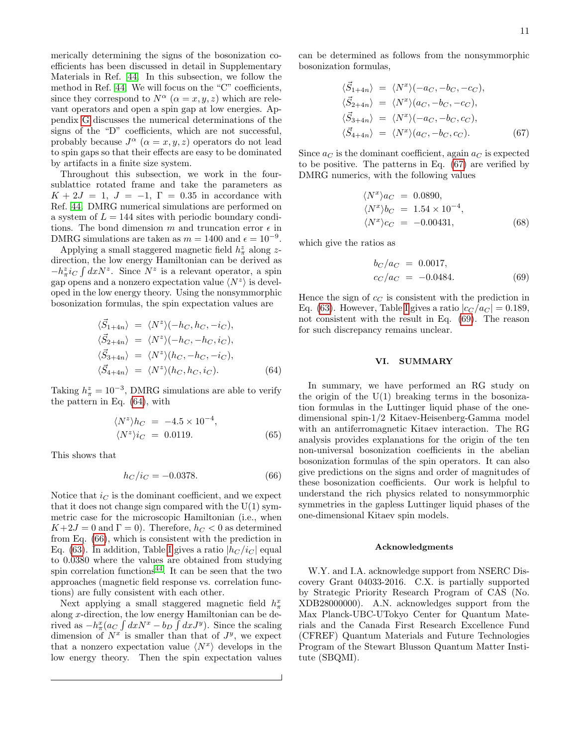merically determining the signs of the bosonization coefficients has been discussed in detail in Supplementary Materials in Ref. [44]. In this subsection, we follow the method in Ref. [44]. We will focus on the "C" coefficients, since they correspond to $N^\alpha$ ($\alpha = x, y, z$) which are relevant operators and open a spin gap at low energies. Appendix G discusses the numerical determinations of the signs of the "D" coefficients, which are not successful, probably because $J^\alpha$ ($\alpha = x, y, z$) operators do not lead to spin gaps so that their effects are easy to be dominated by artifacts in a finite size system.

Throughout this subsection, we work in the four-sublattice rotated frame and take the parameters as $K + 2J = 1$, $J = -1$, $\Gamma = 0.35$ in accordance with Ref. [44]. DMRG numerical simulations are performed on a system of $L = 144$ sites with periodic boundary conditions. The bond dimension $m$ and truncation error $\epsilon$ in DMRG simulations are taken as $m = 1400$ and $\epsilon = 10^{-9}$.

Applying a small staggered magnetic field $h^z_\pi$ along $z$-direction, the low energy Hamiltonian can be derived as $-h^z_\pi i_C \int dx N^z$. Since $N^z$ is a relevant operator, a spin gap opens and a nonzero expectation value $\langle N^z \rangle$ is developed in the low energy theory. Using the nonsymmorphic bosonization formulas, the spin expectation values are

$$
\begin{aligned}
\langle \vec{S}_{1+4n} \rangle &= \langle N^z \rangle (-h_C, h_C, -i_C), \\
\langle \vec{S}_{2+4n} \rangle &= \langle N^z \rangle (-h_C, -h_C, i_C), \\
\langle \vec{S}_{3+4n} \rangle &= \langle N^z \rangle (h_C, -h_C, -i_C), \\
\langle \vec{S}_{4+4n} \rangle &= \langle N^z \rangle (h_C, h_C, i_C).
\end{aligned} \tag{64}
$$

Taking $h^z_\pi = 10^{-3}$, DMRG simulations are able to verify the pattern in Eq. (64), with

$$
\begin{aligned}
\langle N^z \rangle h_C &= -4.5 \times 10^{-4}, \\
\langle N^z \rangle i_C &= 0.0119.
\end{aligned} \tag{65}
$$

This shows that

$$
h_C / i_C = -0.0378. \tag{66}
$$

Notice that $i_C$ is the dominant coefficient, and we expect that it does not change sign compared with the U(1) symmetric case for the microscopic Hamiltonian (i.e., when $K+2J = 0$ and $\Gamma = 0$). Therefore, $h_C < 0$ as determined from Eq. (66), which is consistent with the prediction in Eq. (63). In addition, Table I gives a ratio $|h_C/i_C|$ equal to 0.0380 where the values are obtained from studying spin correlation functions[44]. It can be seen that the two approaches (magnetic field response vs. correlation functions) are fully consistent with each other.

Next applying a small staggered magnetic field $h^x_\pi$ along $x$-direction, the low energy Hamiltonian can be derived as $-h^x_\pi (a_C \int dx N^x - b_D \int dx J^y)$. Since the scaling dimension of $N^x$ is smaller than that of $J^y$, we expect that a nonzero expectation value $\langle N^x \rangle$ develops in the low energy theory. Then the spin expectation values can be determined as follows from the nonsymmorphic bosonization formulas,

$$
\begin{aligned}
\langle \vec{S}_{1+4n} \rangle &= \langle N^x \rangle (-a_C, -b_C, -c_C), \\
\langle \vec{S}_{2+4n} \rangle &= \langle N^x \rangle (a_C, -b_C, -c_C), \\
\langle \vec{S}_{3+4n} \rangle &= \langle N^x \rangle (-a_C, -b_C, c_C), \\
\langle \vec{S}_{4+4n} \rangle &= \langle N^x \rangle (a_C, -b_C, c_C).
\end{aligned} \tag{67}
$$

Since $a_C$ is the dominant coefficient, again $a_C$ is expected to be positive. The patterns in Eq. (67) are verified by DMRG numerics, with the following values

$$
\begin{aligned}
\langle N^x \rangle a_C &= 0.0890, \\
\langle N^x \rangle b_C &= 1.54 \times 10^{-4}, \\
\langle N^x \rangle c_C &= -0.00431,
\end{aligned} \tag{68}
$$

which give the ratios as

$$
\begin{aligned}
b_C / a_C &= 0.0017, \\
c_C / a_C &= -0.0484.
\end{aligned} \tag{69}
$$

Hence the sign of $c_C$ is consistent with the prediction in Eq. (63). However, Table I gives a ratio $|c_C/a_C| = 0.189$, not consistent with the result in Eq. (69). The reason for such discrepancy remains unclear.

## VI. SUMMARY

In summary, we have performed an RG study on the origin of the U(1) breaking terms in the bosonization formulas in the Luttinger liquid phase of the one-dimensional spin-1/2 Kitaev-Heisenberg-Gamma model with an antiferromagnetic Kitaev interaction. The RG analysis provides explanations for the origin of the ten non-universal bosonization coefficients in the abelian bosonization formulas of the spin operators. It can also give predictions on the signs and order of magnitudes of these bosonization coefficients. Our work is helpful to understand the rich physics related to nonsymmorphic symmetries in the gapless Luttinger liquid phases of the one-dimensional Kitaev spin models.

### Acknowledgments

W.Y. and I.A. acknowledge support from NSERC Discovery Grant 04033-2016. C.X. is partially supported by Strategic Priority Research Program of CAS (No. XDB28000000). A.N. acknowledges support from the Max Planck-UBC-UTokyo Center for Quantum Materials and the Canada First Research Excellence Fund (CFREF) Quantum Materials and Future Technologies Program of the Stewart Blusson Quantum Matter Institute (SBQMI).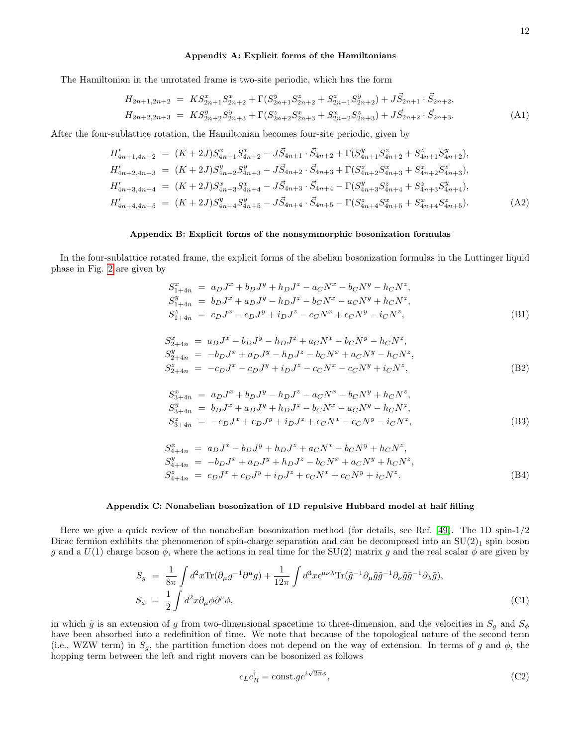## Appendix A: Explicit forms of the Hamiltonians

The Hamiltonian in the unrotated frame is two-site periodic, which has the form

$$
\begin{aligned}
H_{2n+1,2n+2} &= KS^x_{2n+1}S^x_{2n+2} + \Gamma(S^y_{2n+1}S^z_{2n+2} + S^z_{2n+1}S^y_{2n+2}) + J\vec{S}_{2n+1}\cdot\vec{S}_{2n+2},\\
H_{2n+2,2n+3} &= KS^y_{2n+2}S^y_{2n+3} + \Gamma(S^z_{2n+2}S^x_{2n+3} + S^x_{2n+2}S^z_{2n+3}) + J\vec{S}_{2n+2}\cdot\vec{S}_{2n+3}.
\end{aligned}
\tag{A1}
$$

After the four-sublattice rotation, the Hamiltonian becomes four-site periodic, given by

$$
\begin{aligned}
H'_{4n+1,4n+2} &= (K+2J)S^x_{4n+1}S^x_{4n+2} - J\vec{S}_{4n+1}\cdot\vec{S}_{4n+2} + \Gamma(S^y_{4n+1}S^z_{4n+2} + S^z_{4n+1}S^y_{4n+2}),\\
H'_{4n+2,4n+3} &= (K+2J)S^y_{4n+2}S^y_{4n+3} - J\vec{S}_{4n+2}\cdot\vec{S}_{4n+3} + \Gamma(S^z_{4n+2}S^x_{4n+3} + S^x_{4n+2}S^z_{4n+3}),\\
H'_{4n+3,4n+4} &= (K+2J)S^x_{4n+3}S^x_{4n+4} - J\vec{S}_{4n+3}\cdot\vec{S}_{4n+4} - \Gamma(S^y_{4n+3}S^z_{4n+4} + S^z_{4n+3}S^y_{4n+4}),\\
H'_{4n+4,4n+5} &= (K+2J)S^y_{4n+4}S^y_{4n+5} - J\vec{S}_{4n+4}\cdot\vec{S}_{4n+5} - \Gamma(S^z_{4n+4}S^x_{4n+5} + S^x_{4n+4}S^z_{4n+5}).
\end{aligned}
\tag{A2}
$$

## Appendix B: Explicit forms of the nonsymmorphic bosonization formulas

In the four-sublattice rotated frame, the explicit forms of the abelian bosonization formulas in the Luttinger liquid phase in Fig. 2 are given by

$$
\begin{aligned}
S^x_{1+4n} &= a_D J^x + b_D J^y + h_D J^z - a_C N^x - b_C N^y - h_C N^z,\\
S^y_{1+4n} &= b_D J^x + a_D J^y - h_D J^z - b_C N^x - a_C N^y + h_C N^z,\\
S^z_{1+4n} &= c_D J^x - c_D J^y + i_D J^z - c_C N^x + c_C N^y - i_C N^z,
\end{aligned}
\tag{B1}
$$

$$
\begin{aligned}
S^x_{2+4n} &= a_D J^x - b_D J^y - h_D J^z + a_C N^x - b_C N^y - h_C N^z,\\
S^y_{2+4n} &= -b_D J^x + a_D J^y - h_D J^z - b_C N^x + a_C N^y - h_C N^z,\\
S^z_{2+4n} &= -c_D J^x - c_D J^y + i_D J^z - c_C N^x - c_C N^y + i_C N^z,
\end{aligned}
\tag{B2}
$$

$$
\begin{aligned}
S^x_{3+4n} &= a_D J^x + b_D J^y - h_D J^z - a_C N^x - b_C N^y + h_C N^z,\\
S^y_{3+4n} &= b_D J^x + a_D J^y + h_D J^z - b_C N^x - a_C N^y - h_C N^z,\\
S^z_{3+4n} &= -c_D J^x + c_D J^y + i_D J^z + c_C N^x - c_C N^y - i_C N^z,
\end{aligned}
\tag{B3}
$$

$$
\begin{aligned}
S^x_{4+4n} &= a_D J^x - b_D J^y + h_D J^z + a_C N^x - b_C N^y + h_C N^z,\\
S^y_{4+4n} &= -b_D J^x + a_D J^y + h_D J^z - b_C N^x + a_C N^y + h_C N^z,\\
S^z_{4+4n} &= c_D J^x + c_D J^y + i_D J^z + c_C N^x + c_C N^y + i_C N^z.
\end{aligned}
\tag{B4}
$$

## Appendix C: Nonabelian bosonization of 1D repulsive Hubbard model at half filling

Here we give a quick review of the nonabelian bosonization method (for details, see Ref. [49]). The 1D spin-1/2 Dirac fermion exhibits the phenomenon of spin-charge separation and can be decomposed into an $\mathrm{SU}(2)_1$ spin boson $g$ and a $U(1)$ charge boson $\phi$, where the actions in real time for the SU(2) matrix $g$ and the real scalar $\phi$ are given by

$$
\begin{aligned}
S_g &= \frac{1}{8\pi}\int d^2x \mathrm{Tr}(\partial_\mu g^{-1}\partial^\mu g) + \frac{1}{12\pi}\int d^3x \epsilon^{\mu\nu\lambda}\mathrm{Tr}(\tilde{g}^{-1}\partial_\mu\tilde{g}\tilde{g}^{-1}\partial_\nu\tilde{g}\tilde{g}^{-1}\partial_\lambda\tilde{g}),\\
S_\phi &= \frac{1}{2}\int d^2x \partial_\mu\phi\partial^\mu\phi,
\end{aligned}
\tag{C1}
$$

in which $\tilde{g}$ is an extension of $g$ from two-dimensional spacetime to three-dimension, and the velocities in $S_g$ and $S_\phi$ have been absorbed into a redefinition of time. We note that because of the topological nature of the second term (i.e., WZW term) in $S_g$, the partition function does not depend on the way of extension. In terms of $g$ and $\phi$, the hopping term between the left and right movers can be bosonized as follows

$$
c_L c_R^\dagger = \mathrm{const.}\, g e^{i\sqrt{2\pi}\phi},
\tag{C2}
$$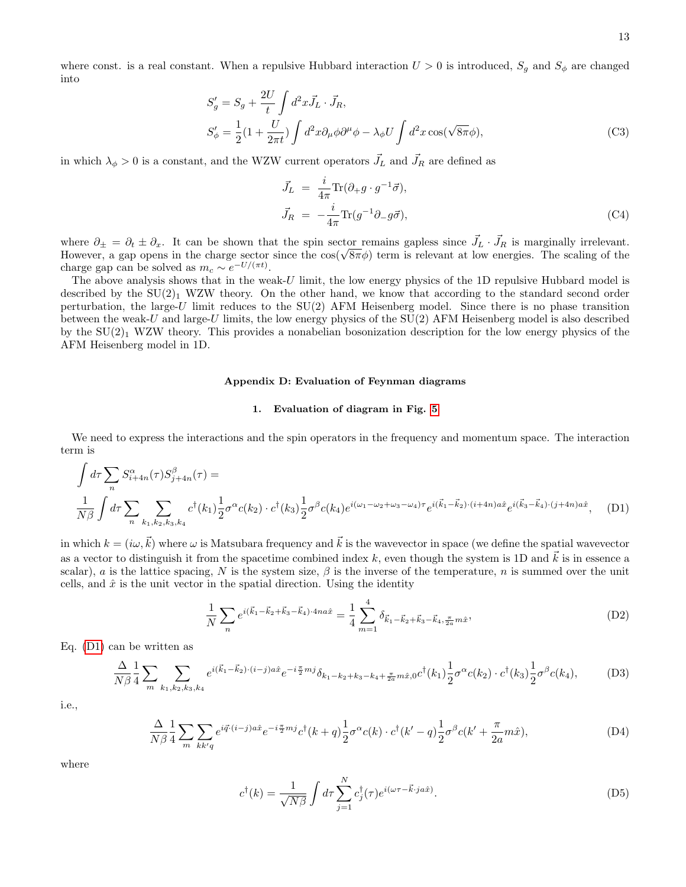where const. is a real constant. When a repulsive Hubbard interaction $U > 0$ is introduced, $S_g$ and $S_\phi$ are changed into

$$
\begin{aligned}
S_g' &= S_g + \frac{2U}{t}\int d^2x \vec{J}_L \cdot \vec{J}_R, \\
S_\phi' &= \frac{1}{2}(1+\frac{U}{2\pi t})\int d^2x \partial_\mu\phi\partial^\mu\phi - \lambda_\phi U \int d^2x \cos(\sqrt{8\pi}\phi),
\end{aligned}
\tag{C3}
$$

in which $\lambda_\phi > 0$ is a constant, and the WZW current operators $\vec{J}_L$ and $\vec{J}_R$ are defined as

$$
\begin{aligned}
\vec{J}_L &= \frac{i}{4\pi}\mathrm{Tr}(\partial_+ g \cdot g^{-1}\vec{\sigma}), \\
\vec{J}_R &= -\frac{i}{4\pi}\mathrm{Tr}(g^{-1}\partial_- g\vec{\sigma}),
\end{aligned}
\tag{C4}
$$

where $\partial_\pm = \partial_t \pm \partial_x$. It can be shown that the spin sector remains gapless since $\vec{J}_L \cdot \vec{J}_R$ is marginally irrelevant. However, a gap opens in the charge sector since the $\cos(\sqrt{8\pi}\phi)$ term is relevant at low energies. The scaling of the charge gap can be solved as $m_c \sim e^{-U/(\pi t)}$.

The above analysis shows that in the weak-$U$ limit, the low energy physics of the 1D repulsive Hubbard model is described by the SU(2)$_1$ WZW theory. On the other hand, we know that according to the standard second order perturbation, the large-$U$ limit reduces to the SU(2) AFM Heisenberg model. Since there is no phase transition between the weak-$U$ and large-$U$ limits, the low energy physics of the SU(2) AFM Heisenberg model is also described by the SU(2)$_1$ WZW theory. This provides a nonabelian bosonization description for the low energy physics of the AFM Heisenberg model in 1D.

## Appendix D: Evaluation of Feynman diagrams

### 1. Evaluation of diagram in Fig. 5

We need to express the interactions and the spin operators in the frequency and momentum space. The interaction term is

$$
\begin{aligned}
&\int d\tau \sum_n S^\alpha_{i+4n}(\tau) S^\beta_{j+4n}(\tau) = \\
&\frac{1}{N\beta}\int d\tau \sum_n \sum_{k_1,k_2,k_3,k_4} c^\dagger(k_1)\frac{1}{2}\sigma^\alpha c(k_2)\cdot c^\dagger(k_3)\frac{1}{2}\sigma^\beta c(k_4) e^{i(\omega_1-\omega_2+\omega_3-\omega_4)\tau} e^{i(\vec{k}_1-\vec{k}_2)\cdot(i+4n)a\hat{x}} e^{i(\vec{k}_3-\vec{k}_4)\cdot(j+4n)a\hat{x}},
\end{aligned}
\tag{D1}
$$

in which $k = (i\omega, \vec{k})$ where $\omega$ is Matsubara frequency and $\vec{k}$ is the wavevector in space (we define the spatial wavevector as a vector to distinguish it from the spacetime combined index $k$, even though the system is 1D and $\vec{k}$ is in essence a scalar), $a$ is the lattice spacing, $N$ is the system size, $\beta$ is the inverse of the temperature, $n$ is summed over the unit cells, and $\hat{x}$ is the unit vector in the spatial direction. Using the identity

$$
\frac{1}{N}\sum_n e^{i(\vec{k}_1-\vec{k}_2+\vec{k}_3-\vec{k}_4)\cdot 4na\hat{x}} = \frac{1}{4}\sum_{m=1}^{4}\delta_{\vec{k}_1-\vec{k}_2+\vec{k}_3-\vec{k}_4, \frac{\pi}{2a}m\hat{x}},
\tag{D2}
$$

Eq. (D1) can be written as

$$
\frac{\Delta}{N\beta}\frac{1}{4}\sum_m \sum_{k_1,k_2,k_3,k_4} e^{i(\vec{k}_1-\vec{k}_2)\cdot(i-j)a\hat{x}} e^{-i\frac{\pi}{2}mj}\delta_{k_1-k_2+k_3-k_4+\frac{\pi}{2a}m\hat{x},0} c^\dagger(k_1)\frac{1}{2}\sigma^\alpha c(k_2)\cdot c^\dagger(k_3)\frac{1}{2}\sigma^\beta c(k_4),
\tag{D3}
$$

i.e.,

$$
\frac{\Delta}{N\beta}\frac{1}{4}\sum_m \sum_{kk'q} e^{i\vec{q}\cdot(i-j)a\hat{x}} e^{-i\frac{\pi}{2}mj} c^\dagger(k+q)\frac{1}{2}\sigma^\alpha c(k)\cdot c^\dagger(k'-q)\frac{1}{2}\sigma^\beta c(k'+\frac{\pi}{2a}m\hat{x}),
\tag{D4}
$$

where

$$
c^\dagger(k) = \frac{1}{\sqrt{N\beta}}\int d\tau \sum_{j=1}^{N} c_j^\dagger(\tau) e^{i(\omega\tau - \vec{k}\cdot ja\hat{x})}.
\tag{D5}
$$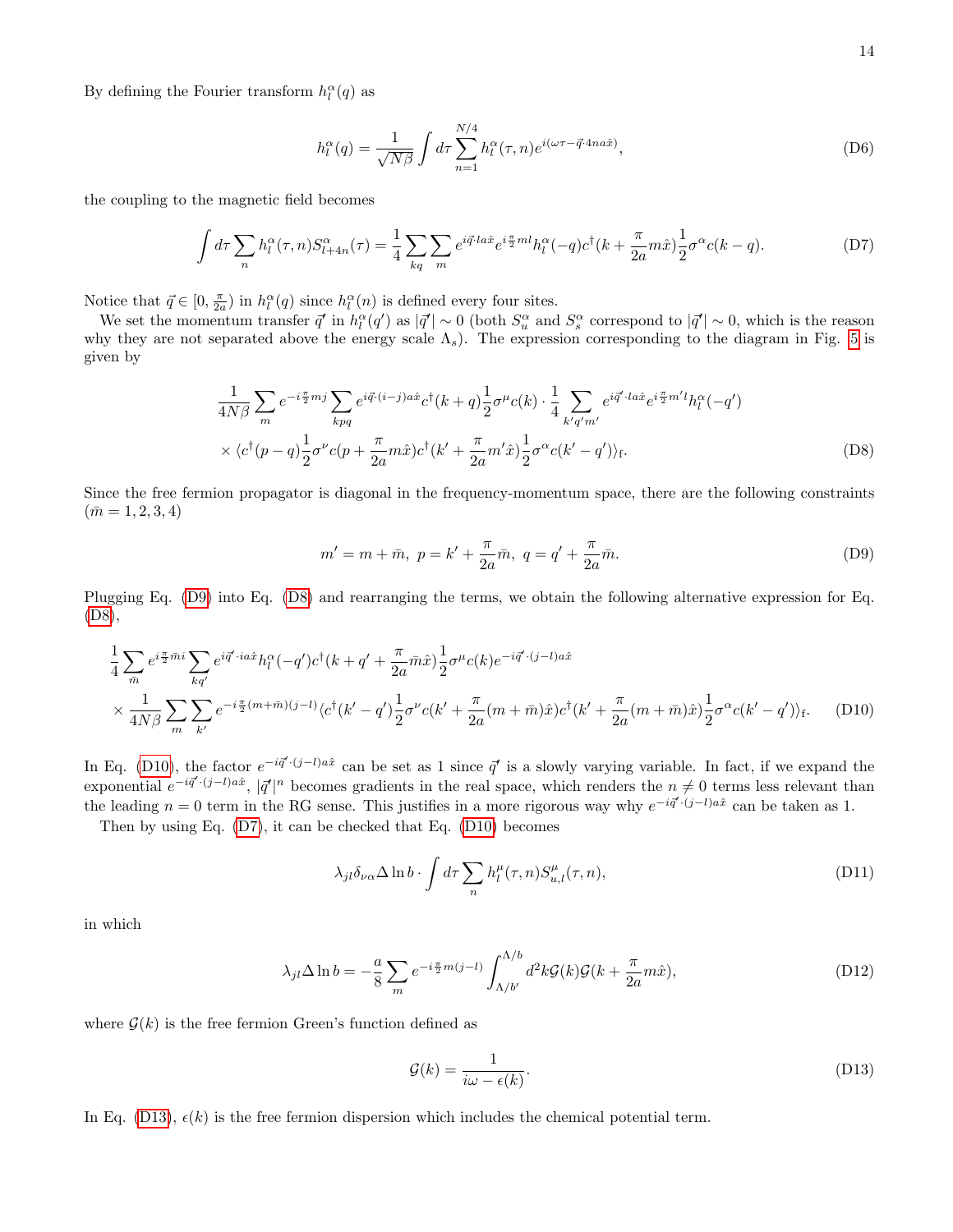By defining the Fourier transform $h_l^\alpha(q)$ as

$$h_l^\alpha(q) = \frac{1}{\sqrt{N\beta}} \int d\tau \sum_{n=1}^{N/4} h_l^\alpha(\tau, n) e^{i(\omega\tau - \vec{q}\cdot 4na\hat{x})}, \tag{D6}$$

the coupling to the magnetic field becomes

$$\int d\tau \sum_n h_l^\alpha(\tau, n) S_{l+4n}^\alpha(\tau) = \frac{1}{4} \sum_{kq} \sum_m e^{i\vec{q}\cdot la\hat{x}} e^{i\frac{\pi}{2}ml} h_l^\alpha(-q) c^\dagger(k + \frac{\pi}{2a}m\hat{x}) \frac{1}{2}\sigma^\alpha c(k-q). \tag{D7}$$

Notice that $\vec{q} \in [0, \frac{\pi}{2a})$ in $h_l^\alpha(q)$ since $h_l^\alpha(n)$ is defined every four sites.

We set the momentum transfer $\vec{q}'$ in $h_l^\alpha(q')$ as $|\vec{q}'| \sim 0$ (both $S_u^\alpha$ and $S_s^\alpha$ correspond to $|\vec{q}'| \sim 0$, which is the reason why they are not separated above the energy scale $\Lambda_s$). The expression corresponding to the diagram in Fig. 5 is given by

$$\begin{aligned}
&\frac{1}{4N\beta} \sum_m e^{-i\frac{\pi}{2}mj} \sum_{kpq} e^{i\vec{q}\cdot(i-j)a\hat{x}} c^\dagger(k+q) \frac{1}{2}\sigma^\mu c(k) \cdot \frac{1}{4} \sum_{k'q'm'} e^{i\vec{q}'\cdot la\hat{x}} e^{i\frac{\pi}{2}m'l} h_l^\alpha(-q') \\
&\times \langle c^\dagger(p-q) \frac{1}{2}\sigma^\nu c(p + \frac{\pi}{2a}m\hat{x}) c^\dagger(k' + \frac{\pi}{2a}m'\hat{x}) \frac{1}{2}\sigma^\alpha c(k'-q') \rangle_{\mathrm{f}}.
\end{aligned} \tag{D8}$$

Since the free fermion propagator is diagonal in the frequency-momentum space, there are the following constraints ($\bar{m} = 1, 2, 3, 4$)

$$m' = m + \bar{m},\ p = k' + \frac{\pi}{2a}\bar{m},\ q = q' + \frac{\pi}{2a}\bar{m}. \tag{D9}$$

Plugging Eq. (D9) into Eq. (D8) and rearranging the terms, we obtain the following alternative expression for Eq. (D8),

$$\begin{aligned}
&\frac{1}{4} \sum_{\bar{m}} e^{i\frac{\pi}{2}\bar{m}i} \sum_{kq'} e^{i\vec{q}'\cdot ia\hat{x}} h_l^\alpha(-q') c^\dagger(k + q' + \frac{\pi}{2a}\bar{m}\hat{x}) \frac{1}{2}\sigma^\mu c(k) e^{-i\vec{q}'\cdot(j-l)a\hat{x}} \\
&\times \frac{1}{4N\beta} \sum_m \sum_{k'} e^{-i\frac{\pi}{2}(m+\bar{m})(j-l)} \langle c^\dagger(k'-q') \frac{1}{2}\sigma^\nu c(k' + \frac{\pi}{2a}(m+\bar{m})\hat{x}) c^\dagger(k' + \frac{\pi}{2a}(m+\bar{m})\hat{x}) \frac{1}{2}\sigma^\alpha c(k'-q') \rangle_{\mathrm{f}}.
\end{aligned} \tag{D10}$$

In Eq. (D10), the factor $e^{-i\vec{q}'\cdot(j-l)a\hat{x}}$ can be set as 1 since $\vec{q}'$ is a slowly varying variable. In fact, if we expand the exponential $e^{-i\vec{q}'\cdot(j-l)a\hat{x}}$, $|\vec{q}'|^n$ becomes gradients in the real space, which renders the $n \neq 0$ terms less relevant than the leading $n = 0$ term in the RG sense. This justifies in a more rigorous way why $e^{-i\vec{q}'\cdot(j-l)a\hat{x}}$ can be taken as 1.

Then by using Eq. (D7), it can be checked that Eq. (D10) becomes

$$\lambda_{jl}\delta_{\nu\alpha}\Delta\ln b \cdot \int d\tau \sum_n h_l^\mu(\tau, n) S_{u,l}^\mu(\tau, n), \tag{D11}$$

in which

$$\lambda_{jl}\Delta\ln b = -\frac{a}{8} \sum_m e^{-i\frac{\pi}{2}m(j-l)} \int_{\Lambda/b'}^{\Lambda/b} d^2k\, \mathcal{G}(k)\mathcal{G}(k + \frac{\pi}{2a}m\hat{x}), \tag{D12}$$

where $\mathcal{G}(k)$ is the free fermion Green's function defined as

$$\mathcal{G}(k) = \frac{1}{i\omega - \epsilon(k)}. \tag{D13}$$

In Eq. (D13), $\epsilon(k)$ is the free fermion dispersion which includes the chemical potential term.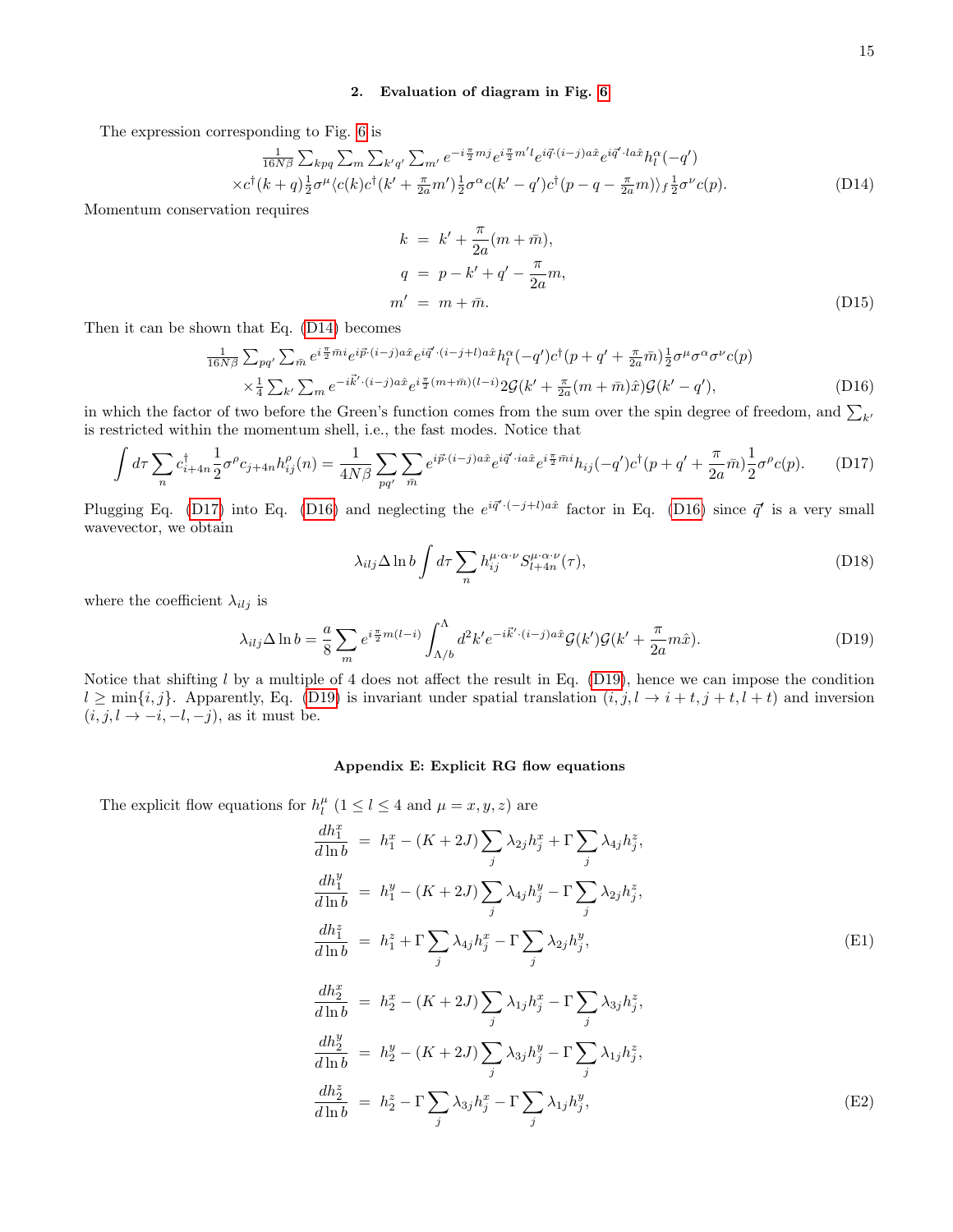### 2. Evaluation of diagram in Fig. 6

The expression corresponding to Fig. 6 is

$$
\begin{aligned}
&\tfrac{1}{16N\beta}\sum_{kpq}\sum_m\sum_{k'q'}\sum_{m'} e^{-i\frac{\pi}{2}mj}e^{i\frac{\pi}{2}m'l}e^{i\vec{q}\cdot(i-j)a\hat{x}}e^{i\vec{q}'\cdot la\hat{x}}h_l^\alpha(-q')\\
&\times c^\dagger(k+q)\tfrac{1}{2}\sigma^\mu\langle c(k)c^\dagger(k'+\tfrac{\pi}{2a}m')\tfrac{1}{2}\sigma^\alpha c(k'-q')c^\dagger(p-q-\tfrac{\pi}{2a}m)\rangle_f\tfrac{1}{2}\sigma^\nu c(p).
\end{aligned}
\tag{D14}
$$

Momentum conservation requires

$$
\begin{aligned}
k &= k'+\frac{\pi}{2a}(m+\bar{m}),\\
q &= p-k'+q'-\frac{\pi}{2a}m,\\
m' &= m+\bar{m}.
\end{aligned}
\tag{D15}
$$

Then it can be shown that Eq. (D14) becomes

$$
\begin{aligned}
&\tfrac{1}{16N\beta}\sum_{pq'}\sum_{\bar{m}} e^{i\frac{\pi}{2}\bar{m}i}e^{i\vec{p}\cdot(i-j)a\hat{x}}e^{i\vec{q}'\cdot(i-j+l)a\hat{x}}h_l^\alpha(-q')c^\dagger(p+q'+\tfrac{\pi}{2a}\bar{m})\tfrac{1}{2}\sigma^\mu\sigma^\alpha\sigma^\nu c(p)\\
&\times\tfrac{1}{4}\sum_{k'}\sum_m e^{-i\vec{k}'\cdot(i-j)a\hat{x}}e^{i\frac{\pi}{2}(m+\bar{m})(l-i)}2\mathcal{G}(k'+\tfrac{\pi}{2a}(m+\bar{m})\hat{x})\mathcal{G}(k'-q'),
\end{aligned}
\tag{D16}
$$

in which the factor of two before the Green's function comes from the sum over the spin degree of freedom, and $\sum_{k'}$ is restricted within the momentum shell, i.e., the fast modes. Notice that

$$
\int d\tau\sum_n c_{i+4n}^\dagger\frac{1}{2}\sigma^\rho c_{j+4n}h_{ij}^\rho(n)=\frac{1}{4N\beta}\sum_{pq'}\sum_{\bar{m}}e^{i\vec{p}\cdot(i-j)a\hat{x}}e^{i\vec{q}'\cdot ia\hat{x}}e^{i\frac{\pi}{2}\bar{m}i}h_{ij}(-q')c^\dagger(p+q'+\frac{\pi}{2a}\bar{m})\frac{1}{2}\sigma^\rho c(p). \tag{D17}
$$

Plugging Eq. (D17) into Eq. (D16) and neglecting the $e^{i\vec{q}'\cdot(-j+l)a\hat{x}}$ factor in Eq. (D16) since $\vec{q}'$ is a very small wavevector, we obtain

$$
\lambda_{ilj}\Delta\ln b\int d\tau\sum_n h_{ij}^{\mu\cdot\alpha\cdot\nu}S_{l+4n}^{\mu\cdot\alpha\cdot\nu}(\tau), \tag{D18}
$$

where the coefficient $\lambda_{ilj}$ is

$$
\lambda_{ilj}\Delta\ln b=\frac{a}{8}\sum_m e^{i\frac{\pi}{2}m(l-i)}\int_{\Lambda/b}^{\Lambda}d^2k'e^{-i\vec{k}'\cdot(i-j)a\hat{x}}\mathcal{G}(k')\mathcal{G}(k'+\frac{\pi}{2a}m\hat{x}). \tag{D19}
$$

Notice that shifting $l$ by a multiple of 4 does not affect the result in Eq. (D19), hence we can impose the condition $l\geq\min\{i,j\}$. Apparently, Eq. (D19) is invariant under spatial translation $(i,j,l\rightarrow i+t,j+t,l+t)$ and inversion $(i,j,l\rightarrow -i,-l,-j)$, as it must be.

## Appendix E: Explicit RG flow equations

The explicit flow equations for $h_l^\mu$ ($1\leq l\leq 4$ and $\mu=x,y,z$) are

$$
\begin{aligned}
\frac{dh_1^x}{d\ln b} &= h_1^x-(K+2J)\sum_j\lambda_{2j}h_j^x+\Gamma\sum_j\lambda_{4j}h_j^z,\\
\frac{dh_1^y}{d\ln b} &= h_1^y-(K+2J)\sum_j\lambda_{4j}h_j^y-\Gamma\sum_j\lambda_{2j}h_j^z,\\
\frac{dh_1^z}{d\ln b} &= h_1^z+\Gamma\sum_j\lambda_{4j}h_j^x-\Gamma\sum_j\lambda_{2j}h_j^y,
\end{aligned}
\tag{E1}
$$

$$
\begin{aligned}
\frac{dh_2^x}{d\ln b} &= h_2^x-(K+2J)\sum_j\lambda_{1j}h_j^x-\Gamma\sum_j\lambda_{3j}h_j^z,\\
\frac{dh_2^y}{d\ln b} &= h_2^y-(K+2J)\sum_j\lambda_{3j}h_j^y-\Gamma\sum_j\lambda_{1j}h_j^z,\\
\frac{dh_2^z}{d\ln b} &= h_2^z-\Gamma\sum_j\lambda_{3j}h_j^x-\Gamma\sum_j\lambda_{1j}h_j^y,
\end{aligned}
\tag{E2}
$$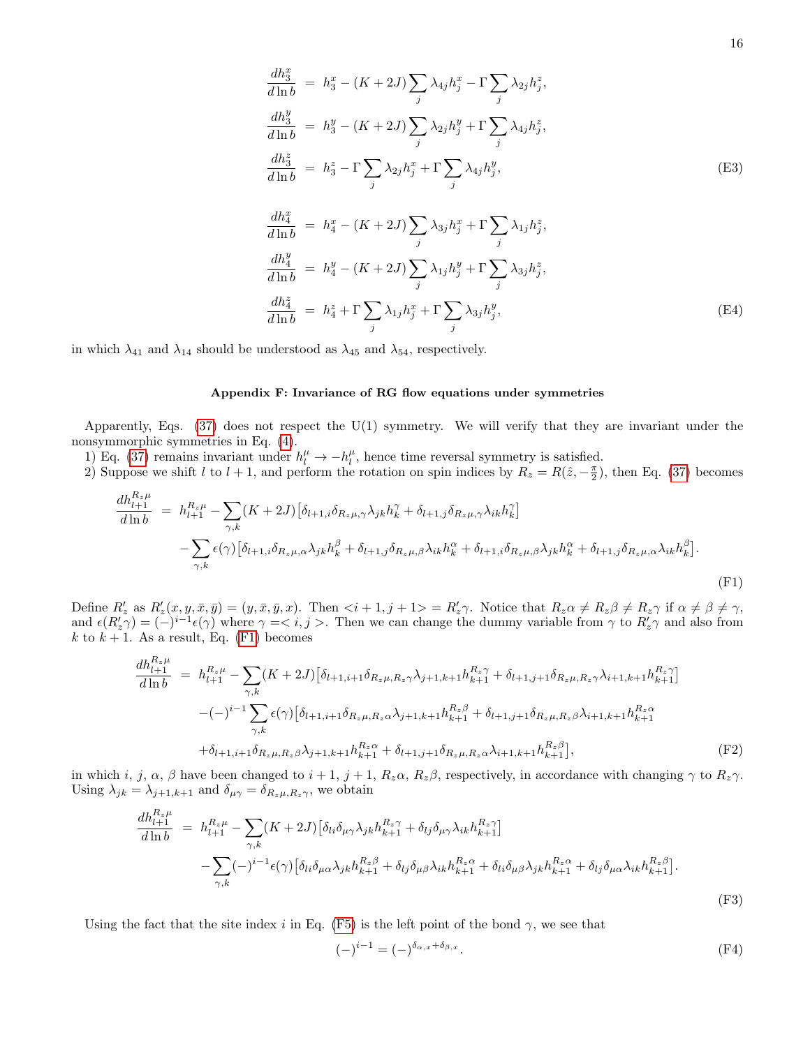$$
\begin{aligned}
\frac{dh_3^x}{d\ln b} &= h_3^x - (K+2J)\sum_j \lambda_{4j} h_j^x - \Gamma \sum_j \lambda_{2j} h_j^z, \\
\frac{dh_3^y}{d\ln b} &= h_3^y - (K+2J)\sum_j \lambda_{2j} h_j^y + \Gamma \sum_j \lambda_{4j} h_j^z, \\
\frac{dh_3^z}{d\ln b} &= h_3^z - \Gamma \sum_j \lambda_{2j} h_j^x + \Gamma \sum_j \lambda_{4j} h_j^y,
\end{aligned}
\tag{E3}
$$

$$
\begin{aligned}
\frac{dh_4^x}{d\ln b} &= h_4^x - (K+2J)\sum_j \lambda_{3j} h_j^x + \Gamma \sum_j \lambda_{1j} h_j^z, \\
\frac{dh_4^y}{d\ln b} &= h_4^y - (K+2J)\sum_j \lambda_{1j} h_j^y + \Gamma \sum_j \lambda_{3j} h_j^z, \\
\frac{dh_4^z}{d\ln b} &= h_4^z + \Gamma \sum_j \lambda_{1j} h_j^x + \Gamma \sum_j \lambda_{3j} h_j^y,
\end{aligned}
\tag{E4}
$$

in which $\lambda_{41}$ and $\lambda_{14}$ should be understood as $\lambda_{45}$ and $\lambda_{54}$, respectively.

## Appendix F: Invariance of RG flow equations under symmetries

Apparently, Eqs. (37) does not respect the U(1) symmetry. We will verify that they are invariant under the nonsymmorphic symmetries in Eq. (4).

1) Eq. (37) remains invariant under $h_l^\mu \to -h_l^\mu$, hence time reversal symmetry is satisfied.

2) Suppose we shift $l$ to $l+1$, and perform the rotation on spin indices by $R_z = R(\hat{z}, -\frac{\pi}{2})$, then Eq. (37) becomes

$$
\begin{aligned}
\frac{dh_{l+1}^{R_z\mu}}{d\ln b} &= h_{l+1}^{R_z\mu} - \sum_{\gamma,k}(K+2J)\big[\delta_{l+1,i}\delta_{R_z\mu,\gamma}\lambda_{jk}h_k^\gamma + \delta_{l+1,j}\delta_{R_z\mu,\gamma}\lambda_{ik}h_k^\gamma\big] \\
&\quad - \sum_{\gamma,k}\epsilon(\gamma)\big[\delta_{l+1,i}\delta_{R_z\mu,\alpha}\lambda_{jk}h_k^\beta + \delta_{l+1,j}\delta_{R_z\mu,\beta}\lambda_{ik}h_k^\alpha + \delta_{l+1,i}\delta_{R_z\mu,\beta}\lambda_{jk}h_k^\alpha + \delta_{l+1,j}\delta_{R_z\mu,\alpha}\lambda_{ik}h_k^\beta\big].
\end{aligned}
\tag{F1}
$$

Define $R_z'$ as $R_z'(x,y,\bar{x},\bar{y}) = (y,\bar{x},\bar{y},x)$. Then $<i+1,j+1> = R_z'\gamma$. Notice that $R_z\alpha \neq R_z\beta \neq R_z\gamma$ if $\alpha \neq \beta \neq \gamma$, and $\epsilon(R_z'\gamma) = (-)^{i-1}\epsilon(\gamma)$ where $\gamma = <i,j>$. Then we can change the dummy variable from $\gamma$ to $R_z'\gamma$ and also from $k$ to $k+1$. As a result, Eq. (F1) becomes

$$
\begin{aligned}
\frac{dh_{l+1}^{R_z\mu}}{d\ln b} &= h_{l+1}^{R_z\mu} - \sum_{\gamma,k}(K+2J)\big[\delta_{l+1,i+1}\delta_{R_z\mu,R_z\gamma}\lambda_{j+1,k+1}h_{k+1}^{R_z\gamma} + \delta_{l+1,j+1}\delta_{R_z\mu,R_z\gamma}\lambda_{i+1,k+1}h_{k+1}^{R_z\gamma}\big] \\
&\quad -(-)^{i-1}\sum_{\gamma,k}\epsilon(\gamma)\big[\delta_{l+1,i+1}\delta_{R_z\mu,R_z\alpha}\lambda_{j+1,k+1}h_{k+1}^{R_z\beta} + \delta_{l+1,j+1}\delta_{R_z\mu,R_z\beta}\lambda_{i+1,k+1}h_{k+1}^{R_z\alpha} \\
&\quad +\delta_{l+1,i+1}\delta_{R_z\mu,R_z\beta}\lambda_{j+1,k+1}h_{k+1}^{R_z\alpha} + \delta_{l+1,j+1}\delta_{R_z\mu,R_z\alpha}\lambda_{i+1,k+1}h_{k+1}^{R_z\beta}\big],
\end{aligned}
\tag{F2}
$$

in which $i$, $j$, $\alpha$, $\beta$ have been changed to $i+1$, $j+1$, $R_z\alpha$, $R_z\beta$, respectively, in accordance with changing $\gamma$ to $R_z\gamma$. Using $\lambda_{jk} = \lambda_{j+1,k+1}$ and $\delta_{\mu\gamma} = \delta_{R_z\mu,R_z\gamma}$, we obtain

$$
\begin{aligned}
\frac{dh_{l+1}^{R_z\mu}}{d\ln b} &= h_{l+1}^{R_z\mu} - \sum_{\gamma,k}(K+2J)\big[\delta_{li}\delta_{\mu\gamma}\lambda_{jk}h_{k+1}^{R_z\gamma} + \delta_{lj}\delta_{\mu\gamma}\lambda_{ik}h_{k+1}^{R_z\gamma}\big] \\
&\quad - \sum_{\gamma,k}(-)^{i-1}\epsilon(\gamma)\big[\delta_{li}\delta_{\mu\alpha}\lambda_{jk}h_{k+1}^{R_z\beta} + \delta_{lj}\delta_{\mu\beta}\lambda_{ik}h_{k+1}^{R_z\alpha} + \delta_{li}\delta_{\mu\beta}\lambda_{jk}h_{k+1}^{R_z\alpha} + \delta_{lj}\delta_{\mu\alpha}\lambda_{ik}h_{k+1}^{R_z\beta}\big].
\end{aligned}
\tag{F3}
$$

Using the fact that the site index $i$ in Eq. (F5) is the left point of the bond $\gamma$, we see that

$$
(-)^{i-1} = (-)^{\delta_{\alpha,x}+\delta_{\beta,x}}.
\tag{F4}
$$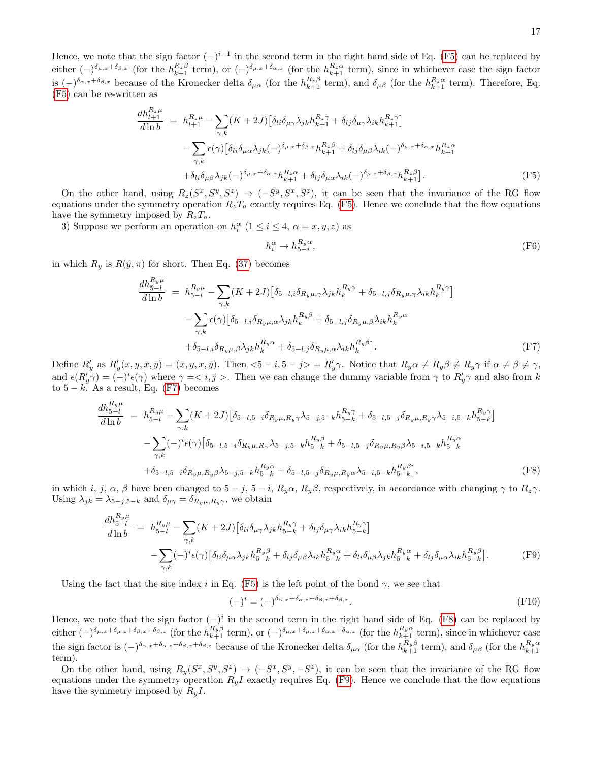Hence, we note that the sign factor $(-)^{i-1}$ in the second term in the right hand side of Eq. (F5) can be replaced by either $(-)^{\delta_{\mu,x}+\delta_{\beta,x}}$ (for the $h_{k+1}^{R_z\beta}$ term), or $(-)^{\delta_{\mu,x}+\delta_{\alpha,x}}$ (for the $h_{k+1}^{R_z\alpha}$ term), since in whichever case the sign factor is $(-)^{\delta_{\alpha,x}+\delta_{\beta,x}}$ because of the Kronecker delta $\delta_{\mu\alpha}$ (for the $h_{k+1}^{R_z\beta}$ term), and $\delta_{\mu\beta}$ (for the $h_{k+1}^{R_z\alpha}$ term). Therefore, Eq. (F5) can be re-written as

$$
\begin{aligned}
\frac{dh_{l+1}^{R_z\mu}}{d\ln b} &= h_{l+1}^{R_z\mu} - \sum_{\gamma,k}(K+2J)\big[\delta_{li}\delta_{\mu\gamma}\lambda_{jk}h_{k+1}^{R_z\gamma} + \delta_{lj}\delta_{\mu\gamma}\lambda_{ik}h_{k+1}^{R_z\gamma}\big] \\
&\quad - \sum_{\gamma,k}\epsilon(\gamma)\big[\delta_{li}\delta_{\mu\alpha}\lambda_{jk}(-)^{\delta_{\mu,x}+\delta_{\beta,x}}h_{k+1}^{R_z\beta} + \delta_{lj}\delta_{\mu\beta}\lambda_{ik}(-)^{\delta_{\mu,x}+\delta_{\alpha,x}}h_{k+1}^{R_z\alpha} \\
&\quad + \delta_{li}\delta_{\mu\beta}\lambda_{jk}(-)^{\delta_{\mu,x}+\delta_{\alpha,x}}h_{k+1}^{R_z\alpha} + \delta_{lj}\delta_{\mu\alpha}\lambda_{ik}(-)^{\delta_{\mu,x}+\delta_{\beta,x}}h_{k+1}^{R_z\beta}\big].
\end{aligned}
\tag{F5}
$$

On the other hand, using $R_z(S^x,S^y,S^z)\rightarrow(-S^y,S^x,S^z)$, it can be seen that the invariance of the RG flow equations under the symmetry operation $R_zT_a$ exactly requires Eq. (F5). Hence we conclude that the flow equations have the symmetry imposed by $R_zT_a$.

3) Suppose we perform an operation on $h_i^\alpha$ ($1\leq i\leq 4$, $\alpha=x,y,z$) as

$$
h_i^\alpha \rightarrow h_{5-i}^{R_y\alpha},
\tag{F6}
$$

in which $R_y$ is $R(\hat{y},\pi)$ for short. Then Eq. (37) becomes

$$
\begin{aligned}
\frac{dh_{5-l}^{R_y\mu}}{d\ln b} &= h_{5-l}^{R_y\mu} - \sum_{\gamma,k}(K+2J)\big[\delta_{5-l,i}\delta_{R_y\mu,\gamma}\lambda_{jk}h_k^{R_y\gamma} + \delta_{5-l,j}\delta_{R_y\mu,\gamma}\lambda_{ik}h_k^{R_y\gamma}\big] \\
&\quad - \sum_{\gamma,k}\epsilon(\gamma)\big[\delta_{5-l,i}\delta_{R_y\mu,\alpha}\lambda_{jk}h_k^{R_y\beta} + \delta_{5-l,j}\delta_{R_y\mu,\beta}\lambda_{ik}h_k^{R_y\alpha} \\
&\quad + \delta_{5-l,i}\delta_{R_y\mu,\beta}\lambda_{jk}h_k^{R_y\alpha} + \delta_{5-l,j}\delta_{R_y\mu,\alpha}\lambda_{ik}h_k^{R_y\beta}\big].
\end{aligned}
\tag{F7}
$$

Define $R_y'$ as $R_y'(x,y,\bar{x},\bar{y})=(\bar{x},y,x,\bar{y})$. Then $<5-i,5-j>=R_y'\gamma$. Notice that $R_y\alpha\neq R_y\beta\neq R_y\gamma$ if $\alpha\neq\beta\neq\gamma$, and $\epsilon(R_y'\gamma)=(-)^i\epsilon(\gamma)$ where $\gamma=<i,j>$. Then we can change the dummy variable from $\gamma$ to $R_y'\gamma$ and also from $k$ to $5-k$. As a result, Eq. (F7) becomes

$$
\begin{aligned}
\frac{dh_{5-l}^{R_y\mu}}{d\ln b} &= h_{5-l}^{R_y\mu} - \sum_{\gamma,k}(K+2J)\big[\delta_{5-l,5-i}\delta_{R_y\mu,R_y\gamma}\lambda_{5-j,5-k}h_{5-k}^{R_y\gamma} + \delta_{5-l,5-j}\delta_{R_y\mu,R_y\gamma}\lambda_{5-i,5-k}h_{5-k}^{R_y\gamma}\big] \\
&\quad - \sum_{\gamma,k}(-)^i\epsilon(\gamma)\big[\delta_{5-l,5-i}\delta_{R_y\mu,R_\alpha}\lambda_{5-j,5-k}h_{5-k}^{R_y\beta} + \delta_{5-l,5-j}\delta_{R_y\mu,R_y\beta}\lambda_{5-i,5-k}h_{5-k}^{R_y\alpha} \\
&\quad + \delta_{5-l,5-i}\delta_{R_y\mu,R_y\beta}\lambda_{5-j,5-k}h_{5-k}^{R_y\alpha} + \delta_{5-l,5-j}\delta_{R_y\mu,R_y\alpha}\lambda_{5-i,5-k}h_{5-k}^{R_y\beta}\big],
\end{aligned}
\tag{F8}
$$

in which $i$, $j$, $\alpha$, $\beta$ have been changed to $5-j$, $5-i$, $R_y\alpha$, $R_y\beta$, respectively, in accordance with changing $\gamma$ to $R_z\gamma$. Using $\lambda_{jk}=\lambda_{5-j,5-k}$ and $\delta_{\mu\gamma}=\delta_{R_y\mu,R_y\gamma}$, we obtain

$$
\begin{aligned}
\frac{dh_{5-l}^{R_y\mu}}{d\ln b} &= h_{5-l}^{R_y\mu} - \sum_{\gamma,k}(K+2J)\big[\delta_{li}\delta_{\mu\gamma}\lambda_{jk}h_{5-k}^{R_y\gamma} + \delta_{lj}\delta_{\mu\gamma}\lambda_{ik}h_{5-k}^{R_y\gamma}\big] \\
&\quad - \sum_{\gamma,k}(-)^i\epsilon(\gamma)\big[\delta_{li}\delta_{\mu\alpha}\lambda_{jk}h_{5-k}^{R_y\beta} + \delta_{lj}\delta_{\mu\beta}\lambda_{ik}h_{5-k}^{R_y\alpha} + \delta_{li}\delta_{\mu\beta}\lambda_{jk}h_{5-k}^{R_y\alpha} + \delta_{lj}\delta_{\mu\alpha}\lambda_{ik}h_{5-k}^{R_y\beta}\big].
\end{aligned}
\tag{F9}
$$

Using the fact that the site index $i$ in Eq. (F5) is the left point of the bond $\gamma$, we see that

$$
(-)^i = (-)^{\delta_{\alpha,x}+\delta_{\alpha,z}+\delta_{\beta,x}+\delta_{\beta,z}}.
\tag{F10}
$$

Hence, we note that the sign factor $(-)^i$ in the second term in the right hand side of Eq. (F8) can be replaced by either $(-)^{\delta_{\mu,x}+\delta_{\mu,z}+\delta_{\beta,x}+\delta_{\beta,z}}$ (for the $h_{k+1}^{R_y\beta}$ term), or $(-)^{\delta_{\mu,x}+\delta_{\mu,z}+\delta_{\alpha,x}+\delta_{\alpha,z}}$ (for the $h_{k+1}^{R_y\alpha}$ term), since in whichever case the sign factor is $(-)^{\delta_{\alpha,x}+\delta_{\alpha,z}+\delta_{\beta,x}+\delta_{\beta,z}}$ because of the Kronecker delta $\delta_{\mu\alpha}$ (for the $h_{k+1}^{R_y\beta}$ term), and $\delta_{\mu\beta}$ (for the $h_{k+1}^{R_y\alpha}$ term).

On the other hand, using $R_y(S^x,S^y,S^z)\rightarrow(-S^x,S^y,-S^z)$, it can be seen that the invariance of the RG flow equations under the symmetry operation $R_yI$ exactly requires Eq. (F9). Hence we conclude that the flow equations have the symmetry imposed by $R_yI$.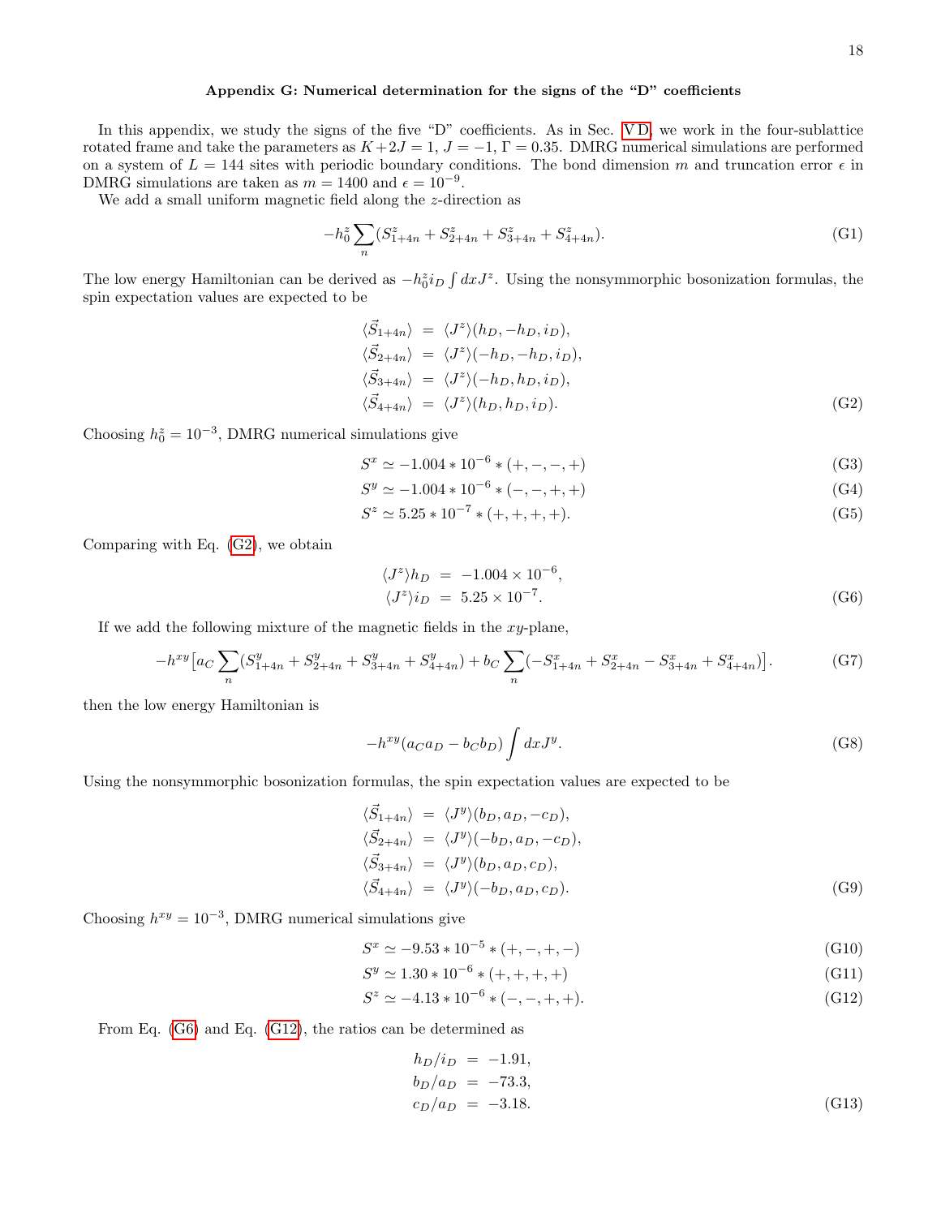### Appendix G: Numerical determination for the signs of the "D" coefficients

In this appendix, we study the signs of the five "D" coefficients. As in Sec. V D, we work in the four-sublattice rotated frame and take the parameters as $K+2J=1$, $J=-1$, $\Gamma=0.35$. DMRG numerical simulations are performed on a system of $L=144$ sites with periodic boundary conditions. The bond dimension $m$ and truncation error $\epsilon$ in DMRG simulations are taken as $m=1400$ and $\epsilon=10^{-9}$.

We add a small uniform magnetic field along the $z$-direction as

$$-h_0^z\sum_n(S^z_{1+4n}+S^z_{2+4n}+S^z_{3+4n}+S^z_{4+4n}). \tag{G1}$$

The low energy Hamiltonian can be derived as $-h_0^z i_D\int dx J^z$. Using the nonsymmorphic bosonization formulas, the spin expectation values are expected to be

$$\begin{aligned}
\langle\vec{S}_{1+4n}\rangle &= \langle J^z\rangle(h_D,-h_D,i_D),\\
\langle\vec{S}_{2+4n}\rangle &= \langle J^z\rangle(-h_D,-h_D,i_D),\\
\langle\vec{S}_{3+4n}\rangle &= \langle J^z\rangle(-h_D,h_D,i_D),\\
\langle\vec{S}_{4+4n}\rangle &= \langle J^z\rangle(h_D,h_D,i_D).
\end{aligned} \tag{G2}$$

Choosing $h_0^z=10^{-3}$, DMRG numerical simulations give

$$S^x \simeq -1.004*10^{-6}*(+,-,-,+) \tag{G3}$$

$$S^y \simeq -1.004*10^{-6}*(-,-,+,+) \tag{G4}$$

$$S^z \simeq 5.25*10^{-7}*(+,+,+,+). \tag{G5}$$

Comparing with Eq. (G2), we obtain

$$\begin{aligned}
\langle J^z\rangle h_D &= -1.004\times10^{-6},\\
\langle J^z\rangle i_D &= 5.25\times10^{-7}.
\end{aligned} \tag{G6}$$

If we add the following mixture of the magnetic fields in the $xy$-plane,

$$-h^{xy}\big[a_C\sum_n(S^y_{1+4n}+S^y_{2+4n}+S^y_{3+4n}+S^y_{4+4n})+b_C\sum_n(-S^x_{1+4n}+S^x_{2+4n}-S^x_{3+4n}+S^x_{4+4n})\big]. \tag{G7}$$

then the low energy Hamiltonian is

$$-h^{xy}(a_Ca_D-b_Cb_D)\int dx J^y. \tag{G8}$$

Using the nonsymmorphic bosonization formulas, the spin expectation values are expected to be

$$\begin{aligned}
\langle\vec{S}_{1+4n}\rangle &= \langle J^y\rangle(b_D,a_D,-c_D),\\
\langle\vec{S}_{2+4n}\rangle &= \langle J^y\rangle(-b_D,a_D,-c_D),\\
\langle\vec{S}_{3+4n}\rangle &= \langle J^y\rangle(b_D,a_D,c_D),\\
\langle\vec{S}_{4+4n}\rangle &= \langle J^y\rangle(-b_D,a_D,c_D).
\end{aligned} \tag{G9}$$

Choosing $h^{xy}=10^{-3}$, DMRG numerical simulations give

$$S^x \simeq -9.53*10^{-5}*(+,-,+,-) \tag{G10}$$

$$S^y \simeq 1.30*10^{-6}*(+,+,+,+) \tag{G11}$$

$$S^z \simeq -4.13*10^{-6}*(-,-,+,+). \tag{G12}$$

From Eq. (G6) and Eq. (G12), the ratios can be determined as

$$\begin{aligned}
h_D/i_D &= -1.91,\\
b_D/a_D &= -73.3,\\
c_D/a_D &= -3.18.
\end{aligned} \tag{G13}$$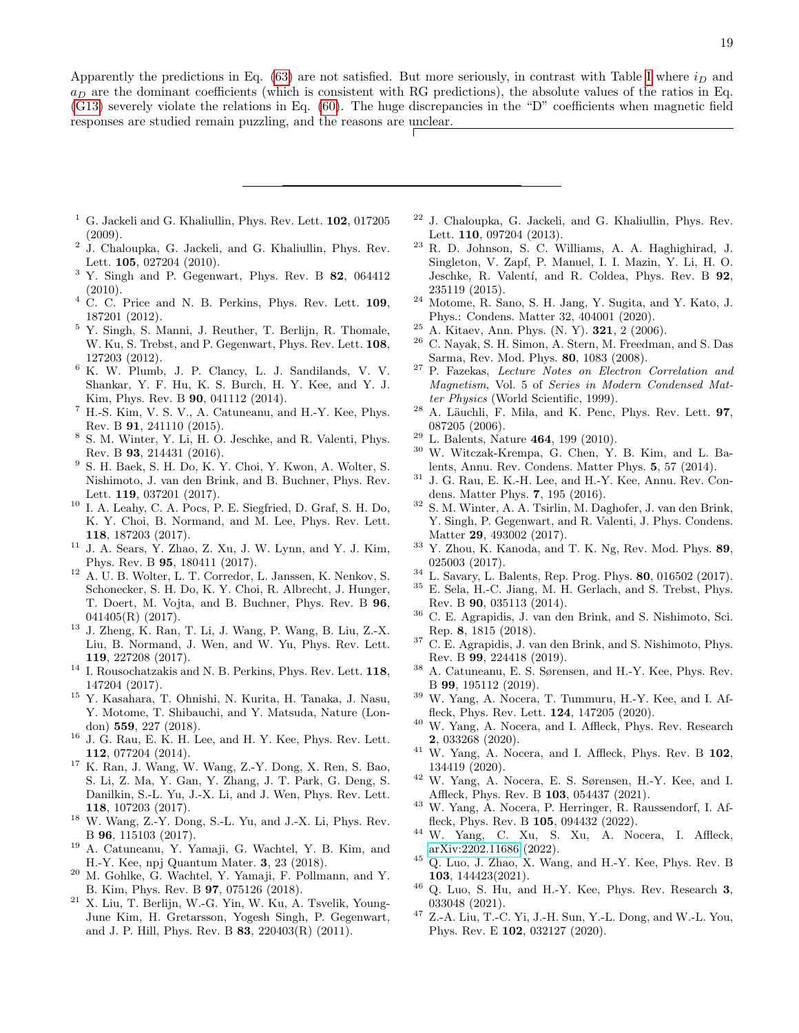Apparently the predictions in Eq. (63) are not satisfied. But more seriously, in contrast with Table I where $i_D$ and $a_D$ are the dominant coefficients (which is consistent with RG predictions), the absolute values of the ratios in Eq. (G13) severely violate the relations in Eq. (60). The huge discrepancies in the "D" coefficients when magnetic field responses are studied remain puzzling, and the reasons are unclear.

---

[1] G. Jackeli and G. Khaliullin, Phys. Rev. Lett. **102**, 017205 (2009).
[2] J. Chaloupka, G. Jackeli, and G. Khaliullin, Phys. Rev. Lett. **105**, 027204 (2010).
[3] Y. Singh and P. Gegenwart, Phys. Rev. B **82**, 064412 (2010).
[4] C. C. Price and N. B. Perkins, Phys. Rev. Lett. **109**, 187201 (2012).
[5] Y. Singh, S. Manni, J. Reuther, T. Berlijn, R. Thomale, W. Ku, S. Trebst, and P. Gegenwart, Phys. Rev. Lett. **108**, 127203 (2012).
[6] K. W. Plumb, J. P. Clancy, L. J. Sandilands, V. V. Shankar, Y. F. Hu, K. S. Burch, H. Y. Kee, and Y. J. Kim, Phys. Rev. B **90**, 041112 (2014).
[7] H.-S. Kim, V. S. V., A. Catuneanu, and H.-Y. Kee, Phys. Rev. B **91**, 241110 (2015).
[8] S. M. Winter, Y. Li, H. O. Jeschke, and R. Valenti, Phys. Rev. B **93**, 214431 (2016).
[9] S. H. Baek, S. H. Do, K. Y. Choi, Y. Kwon, A. Wolter, S. Nishimoto, J. van den Brink, and B. Buchner, Phys. Rev. Lett. **119**, 037201 (2017).
[10] I. A. Leahy, C. A. Pocs, P. E. Siegfried, D. Graf, S. H. Do, K. Y. Choi, B. Normand, and M. Lee, Phys. Rev. Lett. **118**, 187203 (2017).
[11] J. A. Sears, Y. Zhao, Z. Xu, J. W. Lynn, and Y. J. Kim, Phys. Rev. B **95**, 180411 (2017).
[12] A. U. B. Wolter, L. T. Corredor, L. Janssen, K. Nenkov, S. Schonecker, S. H. Do, K. Y. Choi, R. Albrecht, J. Hunger, T. Doert, M. Vojta, and B. Buchner, Phys. Rev. B **96**, 041405(R) (2017).
[13] J. Zheng, K. Ran, T. Li, J. Wang, P. Wang, B. Liu, Z.-X. Liu, B. Normand, J. Wen, and W. Yu, Phys. Rev. Lett. **119**, 227208 (2017).
[14] I. Rousochatzakis and N. B. Perkins, Phys. Rev. Lett. **118**, 147204 (2017).
[15] Y. Kasahara, T. Ohnishi, N. Kurita, H. Tanaka, J. Nasu, Y. Motome, T. Shibauchi, and Y. Matsuda, Nature (London) **559**, 227 (2018).
[16] J. G. Rau, E. K. H. Lee, and H. Y. Kee, Phys. Rev. Lett. **112**, 077204 (2014).
[17] K. Ran, J. Wang, W. Wang, Z.-Y. Dong, X. Ren, S. Bao, S. Li, Z. Ma, Y. Gan, Y. Zhang, J. T. Park, G. Deng, S. Danilkin, S.-L. Yu, J.-X. Li, and J. Wen, Phys. Rev. Lett. **118**, 107203 (2017).
[18] W. Wang, Z.-Y. Dong, S.-L. Yu, and J.-X. Li, Phys. Rev. B **96**, 115103 (2017).
[19] A. Catuneanu, Y. Yamaji, G. Wachtel, Y. B. Kim, and H.-Y. Kee, npj Quantum Mater. **3**, 23 (2018).
[20] M. Gohlke, G. Wachtel, Y. Yamaji, F. Pollmann, and Y. B. Kim, Phys. Rev. B **97**, 075126 (2018).
[21] X. Liu, T. Berlijn, W.-G. Yin, W. Ku, A. Tsvelik, Young-June Kim, H. Gretarsson, Yogesh Singh, P. Gegenwart, and J. P. Hill, Phys. Rev. B **83**, 220403(R) (2011).
[22] J. Chaloupka, G. Jackeli, and G. Khaliullin, Phys. Rev. Lett. **110**, 097204 (2013).
[23] R. D. Johnson, S. C. Williams, A. A. Haghighirad, J. Singleton, V. Zapf, P. Manuel, I. I. Mazin, Y. Li, H. O. Jeschke, R. Valentí, and R. Coldea, Phys. Rev. B **92**, 235119 (2015).
[24] Motome, R. Sano, S. H. Jang, Y. Sugita, and Y. Kato, J. Phys.: Condens. Matter 32, 404001 (2020).
[25] A. Kitaev, Ann. Phys. (N. Y). **321**, 2 (2006).
[26] C. Nayak, S. H. Simon, A. Stern, M. Freedman, and S. Das Sarma, Rev. Mod. Phys. **80**, 1083 (2008).
[27] P. Fazekas, *Lecture Notes on Electron Correlation and Magnetism*, Vol. 5 of *Series in Modern Condensed Matter Physics* (World Scientific, 1999).
[28] A. Läuchli, F. Mila, and K. Penc, Phys. Rev. Lett. **97**, 087205 (2006).
[29] L. Balents, Nature **464**, 199 (2010).
[30] W. Witczak-Krempa, G. Chen, Y. B. Kim, and L. Balents, Annu. Rev. Condens. Matter Phys. **5**, 57 (2014).
[31] J. G. Rau, E. K.-H. Lee, and H.-Y. Kee, Annu. Rev. Condens. Matter Phys. **7**, 195 (2016).
[32] S. M. Winter, A. A. Tsirlin, M. Daghofer, J. van den Brink, Y. Singh, P. Gegenwart, and R. Valenti, J. Phys. Condens. Matter **29**, 493002 (2017).
[33] Y. Zhou, K. Kanoda, and T. K. Ng, Rev. Mod. Phys. **89**, 025003 (2017).
[34] L. Savary, L. Balents, Rep. Prog. Phys. **80**, 016502 (2017).
[35] E. Sela, H.-C. Jiang, M. H. Gerlach, and S. Trebst, Phys. Rev. B **90**, 035113 (2014).
[36] C. E. Agrapidis, J. van den Brink, and S. Nishimoto, Sci. Rep. **8**, 1815 (2018).
[37] C. E. Agrapidis, J. van den Brink, and S. Nishimoto, Phys. Rev. B **99**, 224418 (2019).
[38] A. Catuneanu, E. S. Sørensen, and H.-Y. Kee, Phys. Rev. B **99**, 195112 (2019).
[39] W. Yang, A. Nocera, T. Tummuru, H.-Y. Kee, and I. Affleck, Phys. Rev. Lett. **124**, 147205 (2020).
[40] W. Yang, A. Nocera, and I. Affleck, Phys. Rev. Research **2**, 033268 (2020).
[41] W. Yang, A. Nocera, and I. Affleck, Phys. Rev. B **102**, 134419 (2020).
[42] W. Yang, A. Nocera, E. S. Sørensen, H.-Y. Kee, and I. Affleck, Phys. Rev. B **103**, 054437 (2021).
[43] W. Yang, A. Nocera, P. Herringer, R. Raussendorf, I. Affleck, Phys. Rev. B **105**, 094432 (2022).
[44] W. Yang, C. Xu, S. Xu, A. Nocera, I. Affleck, arXiv:2202.11686 (2022).
[45] Q. Luo, J. Zhao, X. Wang, and H.-Y. Kee, Phys. Rev. B **103**, 144423(2021).
[46] Q. Luo, S. Hu, and H.-Y. Kee, Phys. Rev. Research **3**, 033048 (2021).
[47] Z.-A. Liu, T.-C. Yi, J.-H. Sun, Y.-L. Dong, and W.-L. You, Phys. Rev. E **102**, 032127 (2020).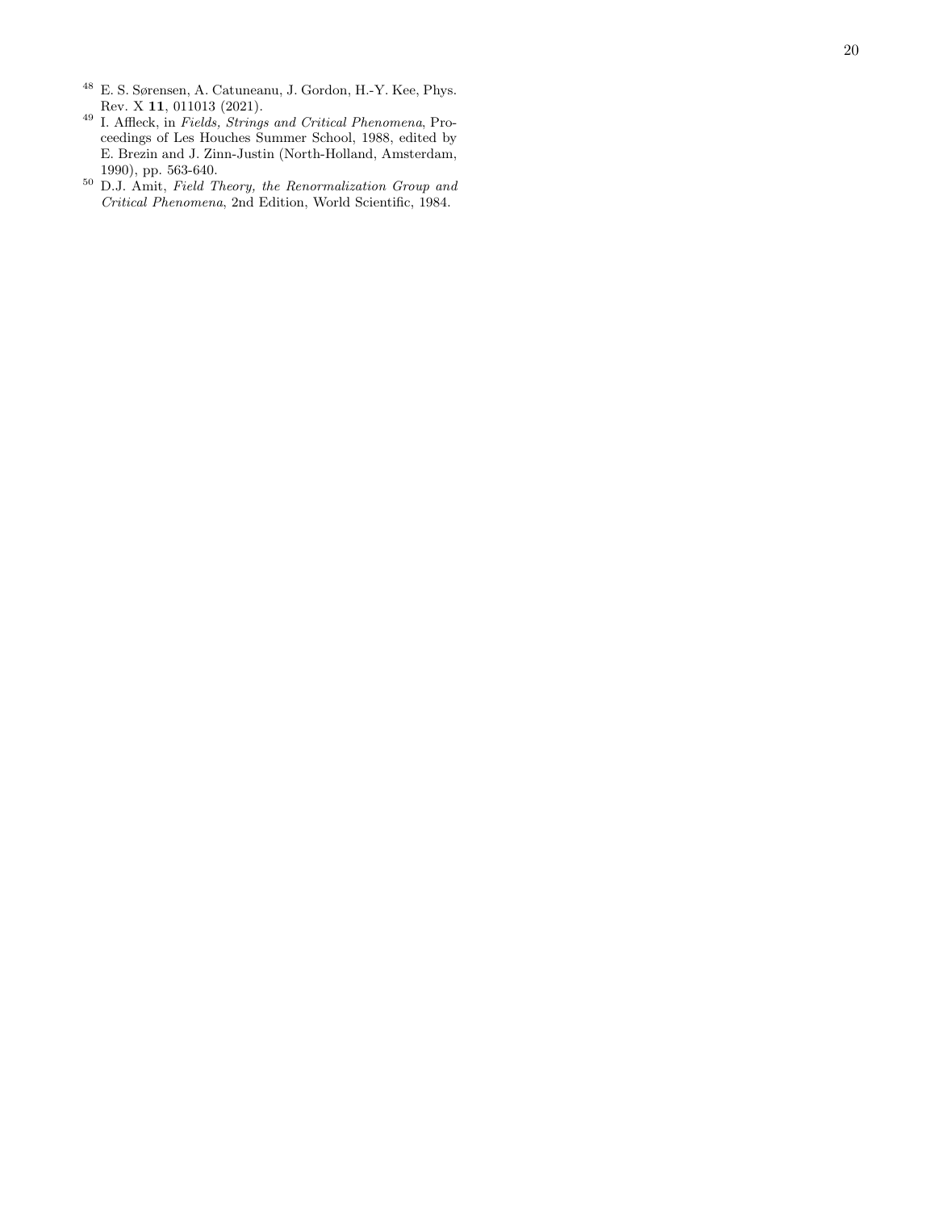[48] E. S. Sørensen, A. Catuneanu, J. Gordon, H.-Y. Kee, Phys. Rev. X **11**, 011013 (2021).

[49] I. Affleck, in *Fields, Strings and Critical Phenomena*, Proceedings of Les Houches Summer School, 1988, edited by E. Brezin and J. Zinn-Justin (North-Holland, Amsterdam, 1990), pp. 563-640.

[50] D.J. Amit, *Field Theory, the Renormalization Group and Critical Phenomena*, 2nd Edition, World Scientific, 1984.